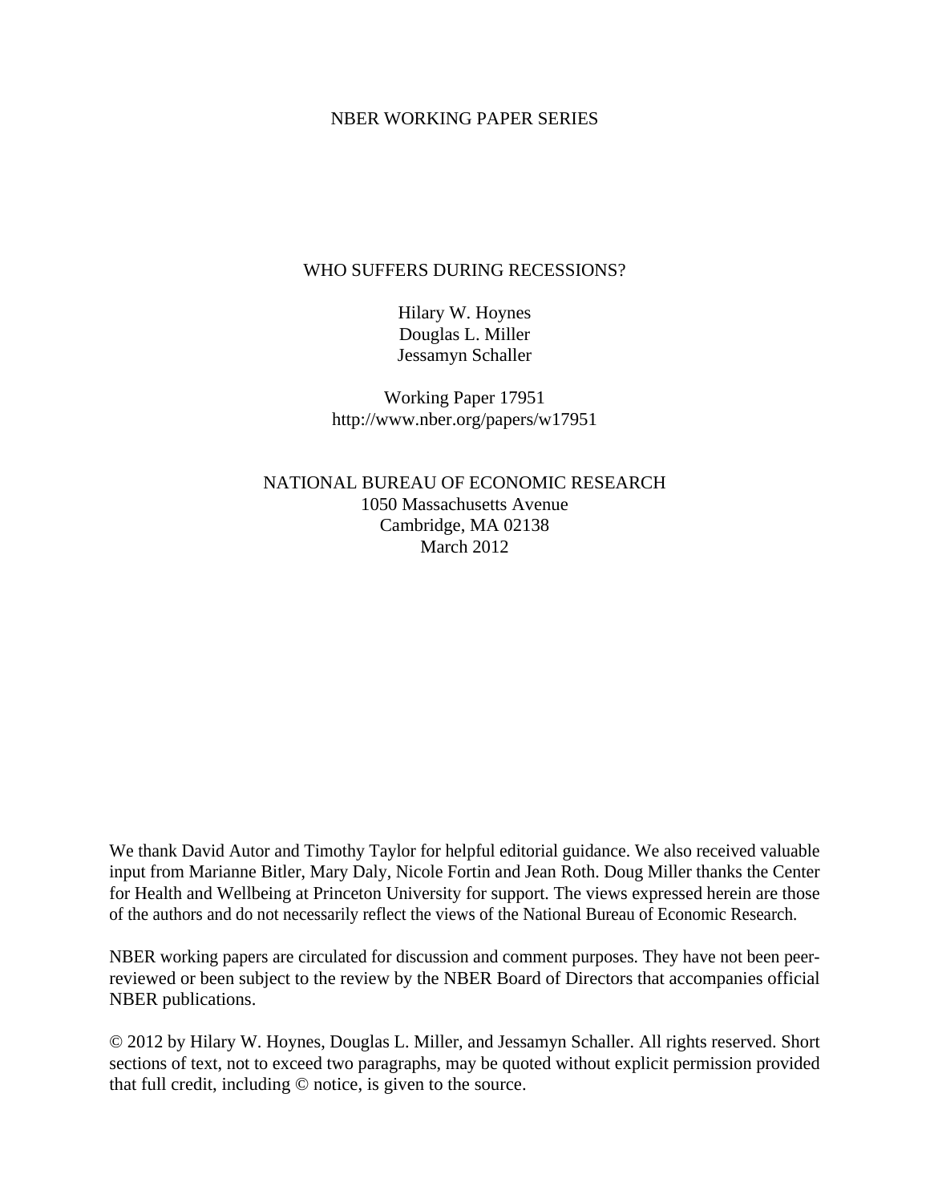NBER WORKING PAPER SERIES

# WHO SUFFERS DURING RECESSIONS?

Hilary W. Hoynes
Douglas L. Miller
Jessamyn Schaller

Working Paper 17951
http://www.nber.org/papers/w17951

NATIONAL BUREAU OF ECONOMIC RESEARCH
1050 Massachusetts Avenue
Cambridge, MA 02138
March 2012

We thank David Autor and Timothy Taylor for helpful editorial guidance. We also received valuable input from Marianne Bitler, Mary Daly, Nicole Fortin and Jean Roth. Doug Miller thanks the Center for Health and Wellbeing at Princeton University for support. The views expressed herein are those of the authors and do not necessarily reflect the views of the National Bureau of Economic Research.

NBER working papers are circulated for discussion and comment purposes. They have not been peer-reviewed or been subject to the review by the NBER Board of Directors that accompanies official NBER publications.

© 2012 by Hilary W. Hoynes, Douglas L. Miller, and Jessamyn Schaller. All rights reserved. Short sections of text, not to exceed two paragraphs, may be quoted without explicit permission provided that full credit, including © notice, is given to the source.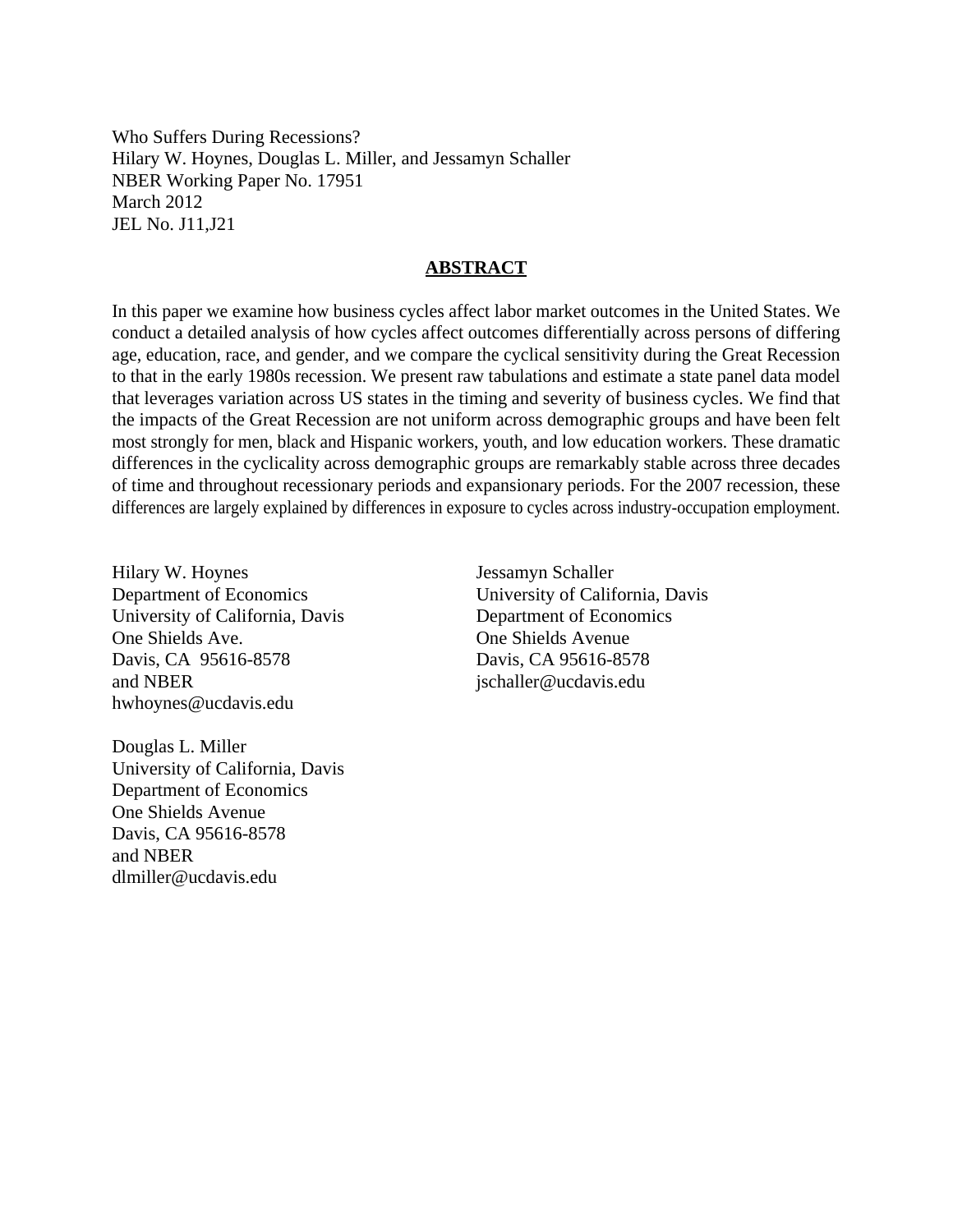Who Suffers During Recessions?
Hilary W. Hoynes, Douglas L. Miller, and Jessamyn Schaller
NBER Working Paper No. 17951
March 2012
JEL No. J11,J21

## ABSTRACT

In this paper we examine how business cycles affect labor market outcomes in the United States. We conduct a detailed analysis of how cycles affect outcomes differentially across persons of differing age, education, race, and gender, and we compare the cyclical sensitivity during the Great Recession to that in the early 1980s recession. We present raw tabulations and estimate a state panel data model that leverages variation across US states in the timing and severity of business cycles. We find that the impacts of the Great Recession are not uniform across demographic groups and have been felt most strongly for men, black and Hispanic workers, youth, and low education workers. These dramatic differences in the cyclicality across demographic groups are remarkably stable across three decades of time and throughout recessionary periods and expansionary periods. For the 2007 recession, these differences are largely explained by differences in exposure to cycles across industry-occupation employment.

Hilary W. Hoynes
Department of Economics
University of California, Davis
One Shields Ave.
Davis, CA 95616-8578
and NBER
hwhoynes@ucdavis.edu

Douglas L. Miller
University of California, Davis
Department of Economics
One Shields Avenue
Davis, CA 95616-8578
and NBER
dlmiller@ucdavis.edu

Jessamyn Schaller
University of California, Davis
Department of Economics
One Shields Avenue
Davis, CA 95616-8578
jschaller@ucdavis.edu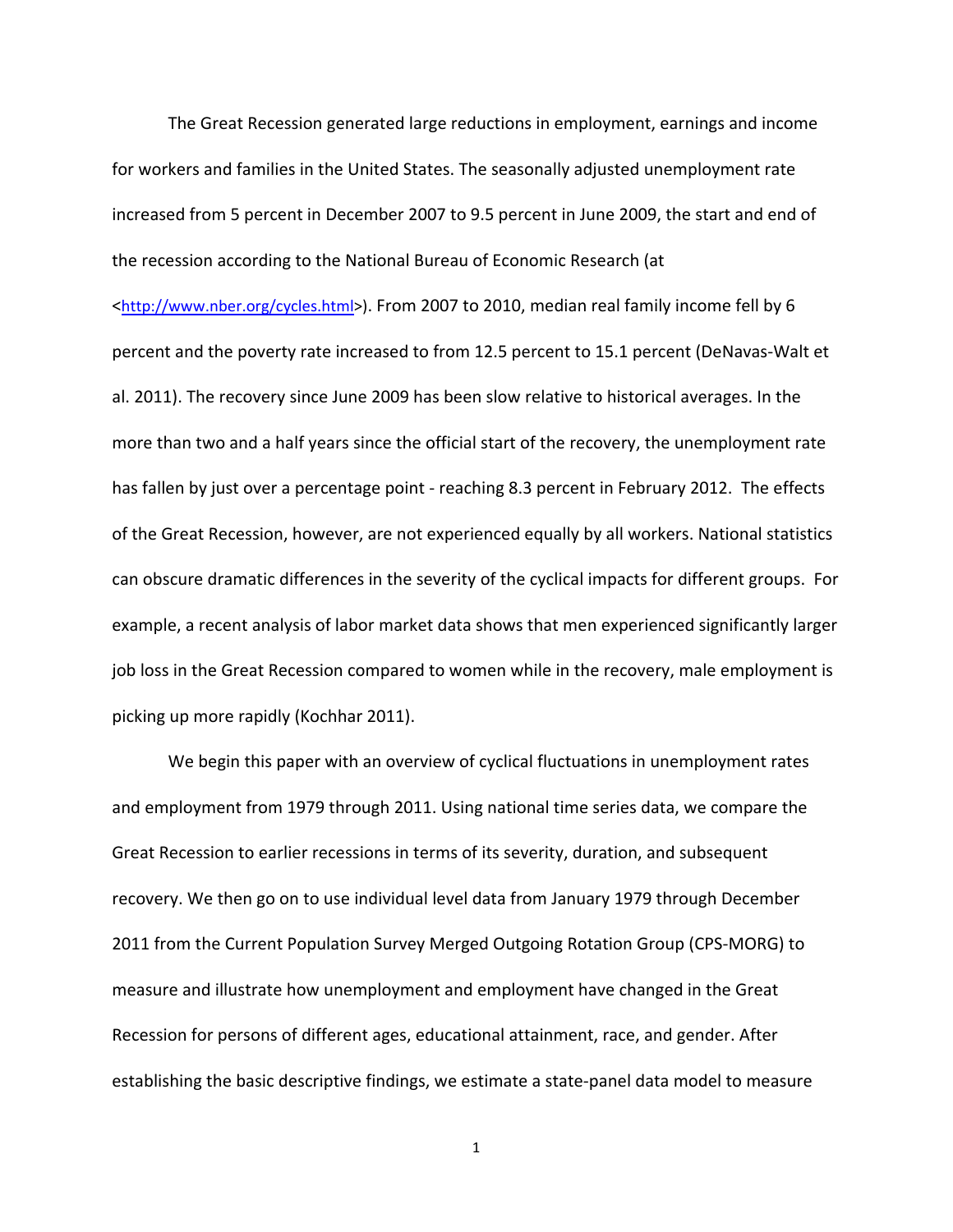The Great Recession generated large reductions in employment, earnings and income for workers and families in the United States. The seasonally adjusted unemployment rate increased from 5 percent in December 2007 to 9.5 percent in June 2009, the start and end of the recession according to the National Bureau of Economic Research (at <http://www.nber.org/cycles.html>). From 2007 to 2010, median real family income fell by 6 percent and the poverty rate increased to from 12.5 percent to 15.1 percent (DeNavas-Walt et al. 2011). The recovery since June 2009 has been slow relative to historical averages. In the more than two and a half years since the official start of the recovery, the unemployment rate has fallen by just over a percentage point - reaching 8.3 percent in February 2012. The effects of the Great Recession, however, are not experienced equally by all workers. National statistics can obscure dramatic differences in the severity of the cyclical impacts for different groups. For example, a recent analysis of labor market data shows that men experienced significantly larger job loss in the Great Recession compared to women while in the recovery, male employment is picking up more rapidly (Kochhar 2011).

We begin this paper with an overview of cyclical fluctuations in unemployment rates and employment from 1979 through 2011. Using national time series data, we compare the Great Recession to earlier recessions in terms of its severity, duration, and subsequent recovery. We then go on to use individual level data from January 1979 through December 2011 from the Current Population Survey Merged Outgoing Rotation Group (CPS-MORG) to measure and illustrate how unemployment and employment have changed in the Great Recession for persons of different ages, educational attainment, race, and gender. After establishing the basic descriptive findings, we estimate a state-panel data model to measure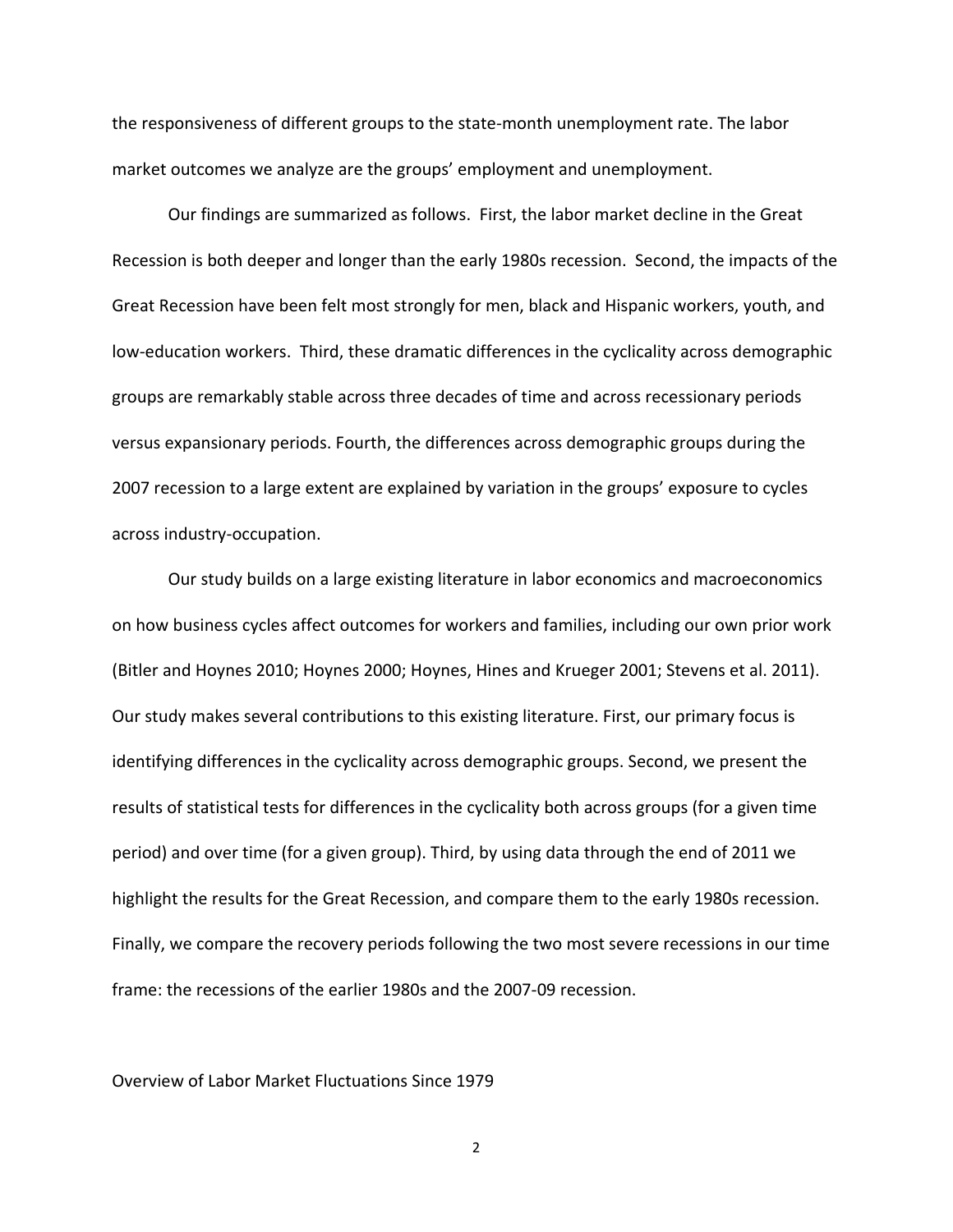the responsiveness of different groups to the state-month unemployment rate. The labor market outcomes we analyze are the groups' employment and unemployment.

Our findings are summarized as follows. First, the labor market decline in the Great Recession is both deeper and longer than the early 1980s recession. Second, the impacts of the Great Recession have been felt most strongly for men, black and Hispanic workers, youth, and low-education workers. Third, these dramatic differences in the cyclicality across demographic groups are remarkably stable across three decades of time and across recessionary periods versus expansionary periods. Fourth, the differences across demographic groups during the 2007 recession to a large extent are explained by variation in the groups' exposure to cycles across industry-occupation.

Our study builds on a large existing literature in labor economics and macroeconomics on how business cycles affect outcomes for workers and families, including our own prior work (Bitler and Hoynes 2010; Hoynes 2000; Hoynes, Hines and Krueger 2001; Stevens et al. 2011). Our study makes several contributions to this existing literature. First, our primary focus is identifying differences in the cyclicality across demographic groups. Second, we present the results of statistical tests for differences in the cyclicality both across groups (for a given time period) and over time (for a given group). Third, by using data through the end of 2011 we highlight the results for the Great Recession, and compare them to the early 1980s recession. Finally, we compare the recovery periods following the two most severe recessions in our time frame: the recessions of the earlier 1980s and the 2007-09 recession.

## Overview of Labor Market Fluctuations Since 1979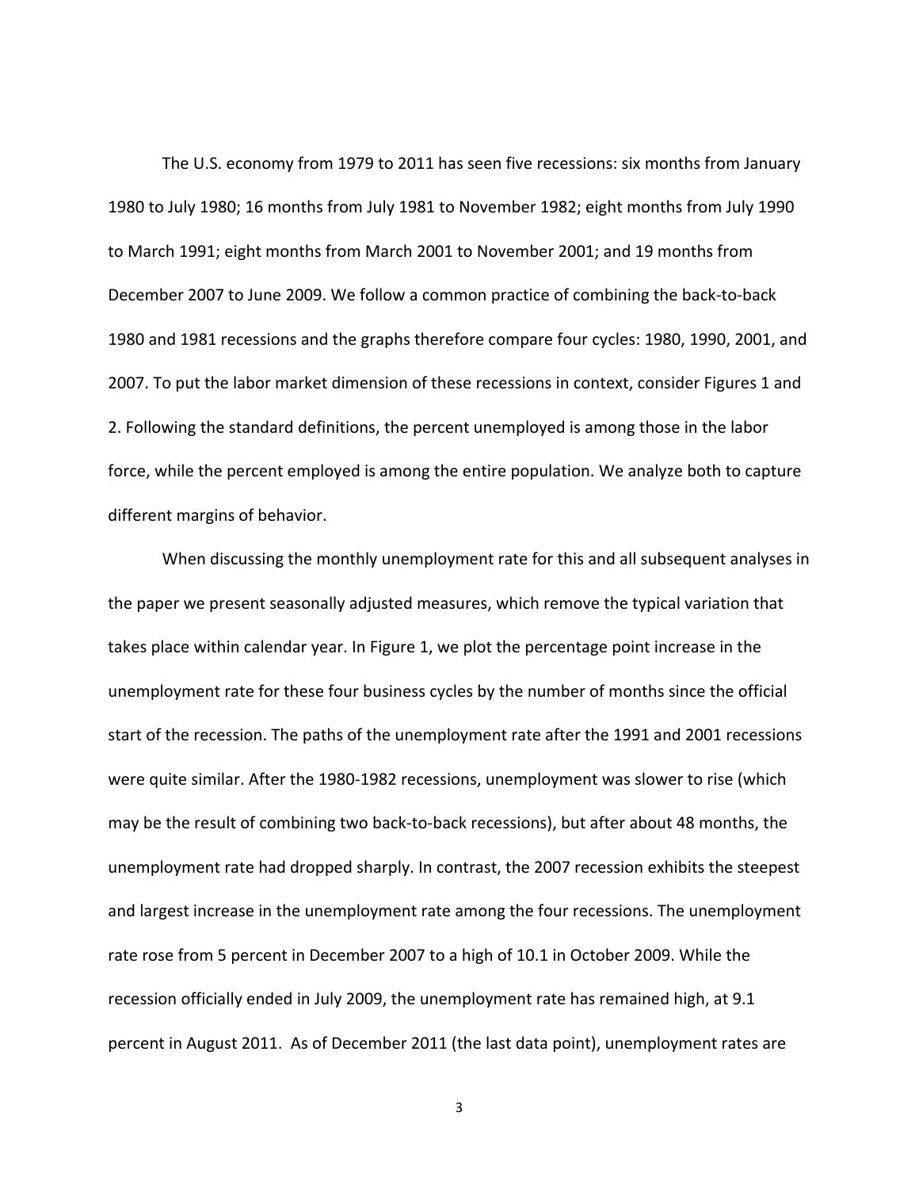The U.S. economy from 1979 to 2011 has seen five recessions: six months from January 1980 to July 1980; 16 months from July 1981 to November 1982; eight months from July 1990 to March 1991; eight months from March 2001 to November 2001; and 19 months from December 2007 to June 2009. We follow a common practice of combining the back-to-back 1980 and 1981 recessions and the graphs therefore compare four cycles: 1980, 1990, 2001, and 2007. To put the labor market dimension of these recessions in context, consider Figures 1 and 2. Following the standard definitions, the percent unemployed is among those in the labor force, while the percent employed is among the entire population. We analyze both to capture different margins of behavior.

When discussing the monthly unemployment rate for this and all subsequent analyses in the paper we present seasonally adjusted measures, which remove the typical variation that takes place within calendar year. In Figure 1, we plot the percentage point increase in the unemployment rate for these four business cycles by the number of months since the official start of the recession. The paths of the unemployment rate after the 1991 and 2001 recessions were quite similar. After the 1980-1982 recessions, unemployment was slower to rise (which may be the result of combining two back-to-back recessions), but after about 48 months, the unemployment rate had dropped sharply. In contrast, the 2007 recession exhibits the steepest and largest increase in the unemployment rate among the four recessions. The unemployment rate rose from 5 percent in December 2007 to a high of 10.1 in October 2009. While the recession officially ended in July 2009, the unemployment rate has remained high, at 9.1 percent in August 2011. As of December 2011 (the last data point), unemployment rates are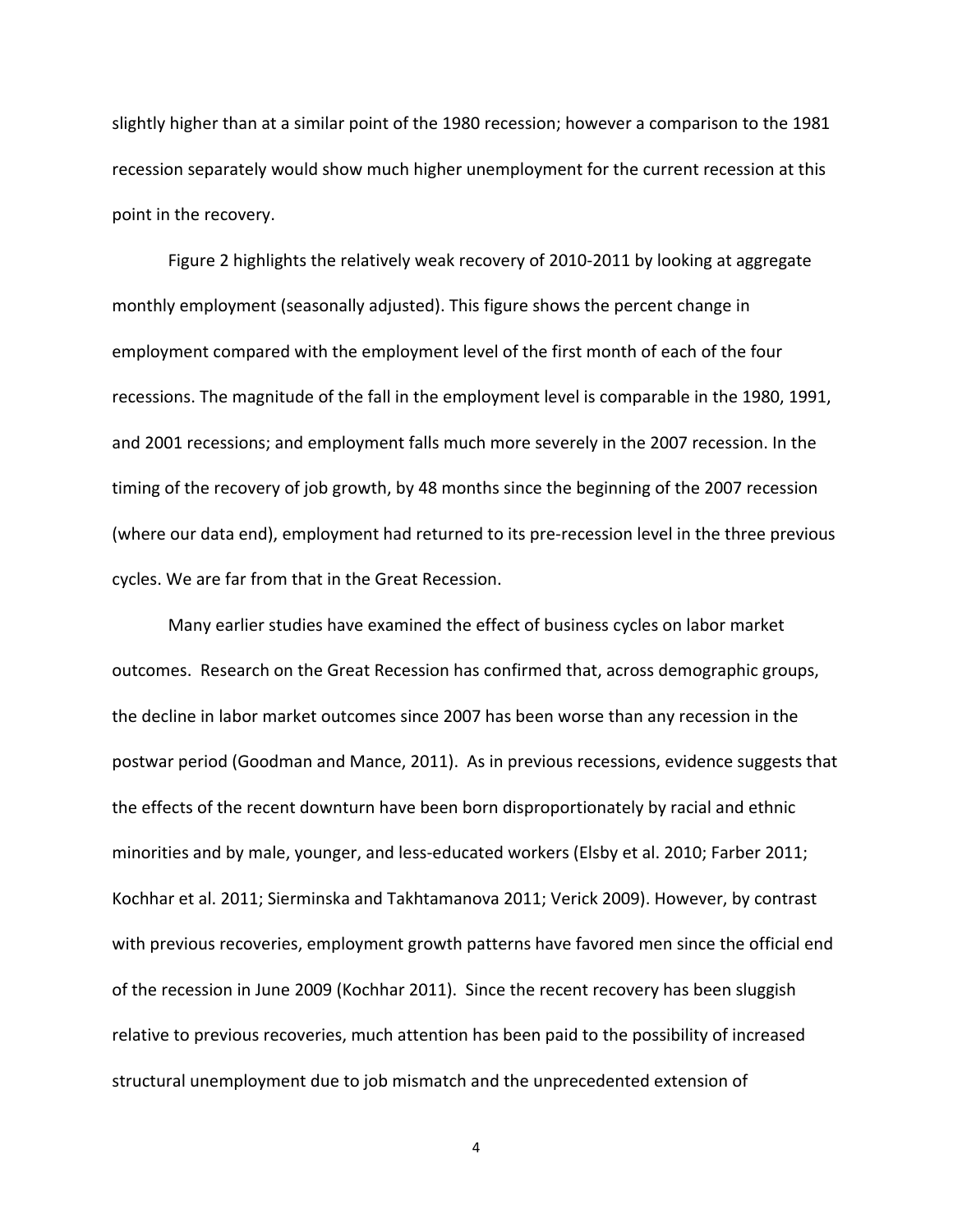slightly higher than at a similar point of the 1980 recession; however a comparison to the 1981 recession separately would show much higher unemployment for the current recession at this point in the recovery.

Figure 2 highlights the relatively weak recovery of 2010-2011 by looking at aggregate monthly employment (seasonally adjusted). This figure shows the percent change in employment compared with the employment level of the first month of each of the four recessions. The magnitude of the fall in the employment level is comparable in the 1980, 1991, and 2001 recessions; and employment falls much more severely in the 2007 recession. In the timing of the recovery of job growth, by 48 months since the beginning of the 2007 recession (where our data end), employment had returned to its pre-recession level in the three previous cycles. We are far from that in the Great Recession.

Many earlier studies have examined the effect of business cycles on labor market outcomes. Research on the Great Recession has confirmed that, across demographic groups, the decline in labor market outcomes since 2007 has been worse than any recession in the postwar period (Goodman and Mance, 2011). As in previous recessions, evidence suggests that the effects of the recent downturn have been born disproportionately by racial and ethnic minorities and by male, younger, and less-educated workers (Elsby et al. 2010; Farber 2011; Kochhar et al. 2011; Sierminska and Takhtamanova 2011; Verick 2009). However, by contrast with previous recoveries, employment growth patterns have favored men since the official end of the recession in June 2009 (Kochhar 2011). Since the recent recovery has been sluggish relative to previous recoveries, much attention has been paid to the possibility of increased structural unemployment due to job mismatch and the unprecedented extension of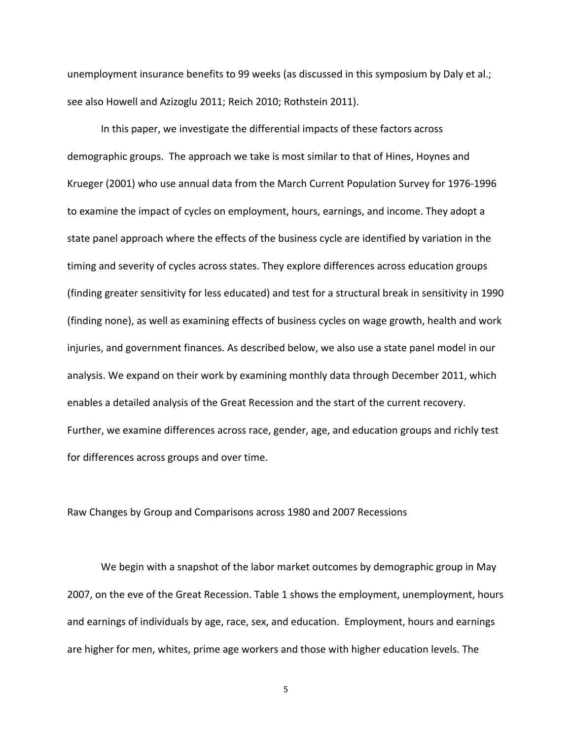unemployment insurance benefits to 99 weeks (as discussed in this symposium by Daly et al.; see also Howell and Azizoglu 2011; Reich 2010; Rothstein 2011).

In this paper, we investigate the differential impacts of these factors across demographic groups. The approach we take is most similar to that of Hines, Hoynes and Krueger (2001) who use annual data from the March Current Population Survey for 1976-1996 to examine the impact of cycles on employment, hours, earnings, and income. They adopt a state panel approach where the effects of the business cycle are identified by variation in the timing and severity of cycles across states. They explore differences across education groups (finding greater sensitivity for less educated) and test for a structural break in sensitivity in 1990 (finding none), as well as examining effects of business cycles on wage growth, health and work injuries, and government finances. As described below, we also use a state panel model in our analysis. We expand on their work by examining monthly data through December 2011, which enables a detailed analysis of the Great Recession and the start of the current recovery. Further, we examine differences across race, gender, age, and education groups and richly test for differences across groups and over time.

## Raw Changes by Group and Comparisons across 1980 and 2007 Recessions

We begin with a snapshot of the labor market outcomes by demographic group in May 2007, on the eve of the Great Recession. Table 1 shows the employment, unemployment, hours and earnings of individuals by age, race, sex, and education. Employment, hours and earnings are higher for men, whites, prime age workers and those with higher education levels. The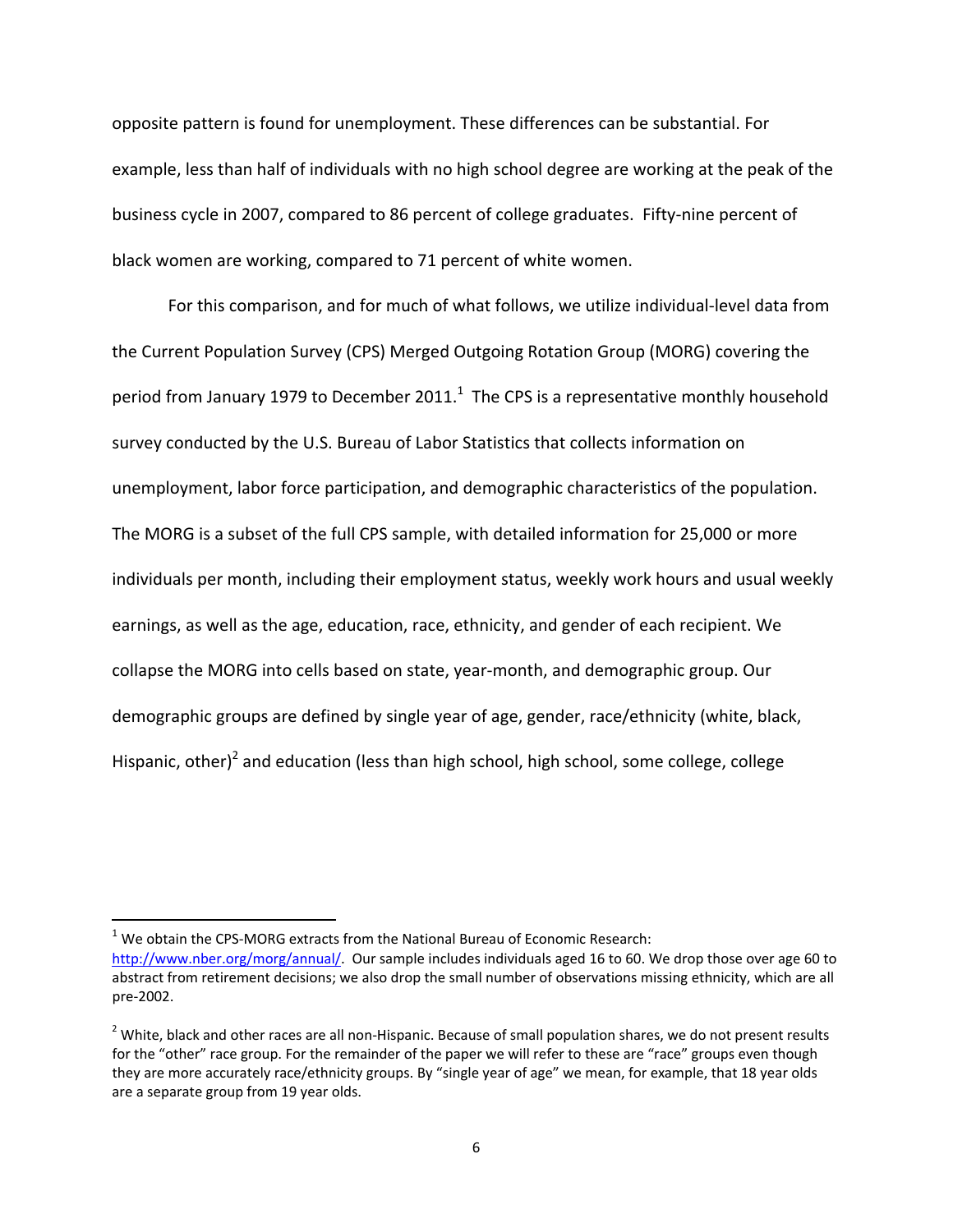opposite pattern is found for unemployment. These differences can be substantial. For example, less than half of individuals with no high school degree are working at the peak of the business cycle in 2007, compared to 86 percent of college graduates. Fifty-nine percent of black women are working, compared to 71 percent of white women.

For this comparison, and for much of what follows, we utilize individual-level data from the Current Population Survey (CPS) Merged Outgoing Rotation Group (MORG) covering the period from January 1979 to December 2011.[1] The CPS is a representative monthly household survey conducted by the U.S. Bureau of Labor Statistics that collects information on unemployment, labor force participation, and demographic characteristics of the population. The MORG is a subset of the full CPS sample, with detailed information for 25,000 or more individuals per month, including their employment status, weekly work hours and usual weekly earnings, as well as the age, education, race, ethnicity, and gender of each recipient. We collapse the MORG into cells based on state, year-month, and demographic group. Our demographic groups are defined by single year of age, gender, race/ethnicity (white, black, Hispanic, other)[2] and education (less than high school, high school, some college, college

---

[1] We obtain the CPS-MORG extracts from the National Bureau of Economic Research: http://www.nber.org/morg/annual/. Our sample includes individuals aged 16 to 60. We drop those over age 60 to abstract from retirement decisions; we also drop the small number of observations missing ethnicity, which are all pre-2002.

[2] White, black and other races are all non-Hispanic. Because of small population shares, we do not present results for the "other" race group. For the remainder of the paper we will refer to these are "race" groups even though they are more accurately race/ethnicity groups. By "single year of age" we mean, for example, that 18 year olds are a separate group from 19 year olds.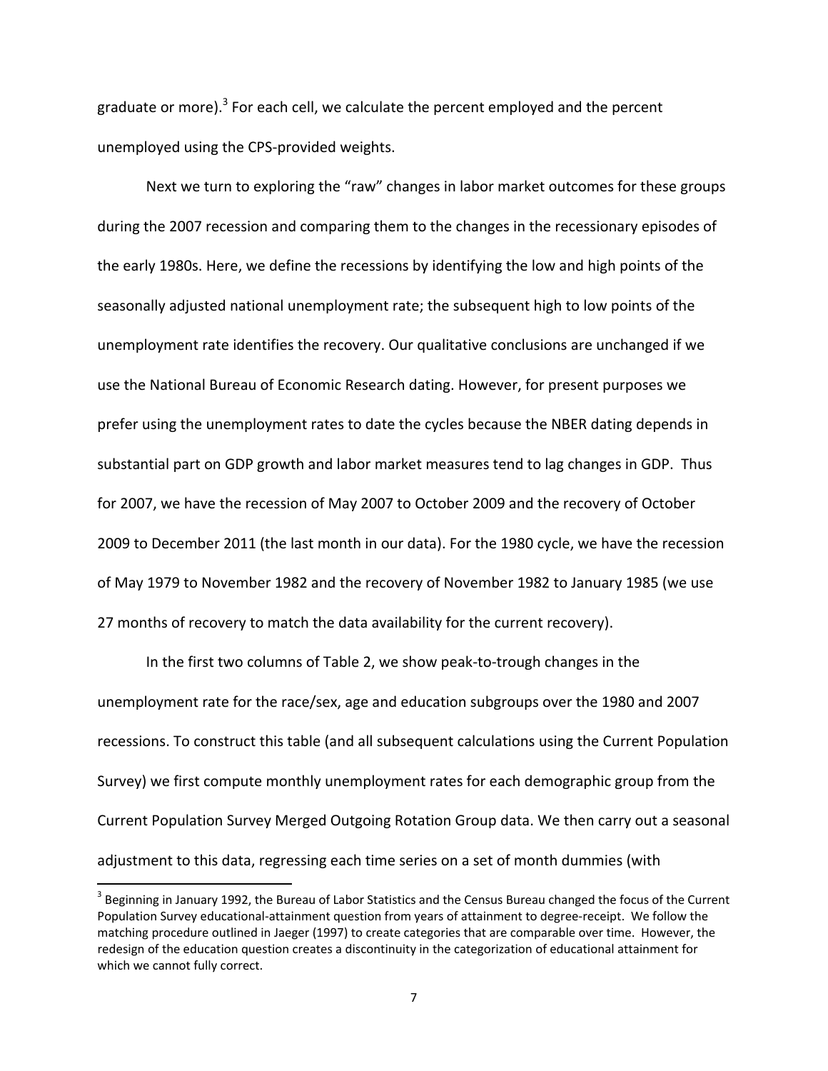graduate or more).[3] For each cell, we calculate the percent employed and the percent unemployed using the CPS-provided weights.

Next we turn to exploring the "raw" changes in labor market outcomes for these groups during the 2007 recession and comparing them to the changes in the recessionary episodes of the early 1980s. Here, we define the recessions by identifying the low and high points of the seasonally adjusted national unemployment rate; the subsequent high to low points of the unemployment rate identifies the recovery. Our qualitative conclusions are unchanged if we use the National Bureau of Economic Research dating. However, for present purposes we prefer using the unemployment rates to date the cycles because the NBER dating depends in substantial part on GDP growth and labor market measures tend to lag changes in GDP. Thus for 2007, we have the recession of May 2007 to October 2009 and the recovery of October 2009 to December 2011 (the last month in our data). For the 1980 cycle, we have the recession of May 1979 to November 1982 and the recovery of November 1982 to January 1985 (we use 27 months of recovery to match the data availability for the current recovery).

In the first two columns of Table 2, we show peak-to-trough changes in the unemployment rate for the race/sex, age and education subgroups over the 1980 and 2007 recessions. To construct this table (and all subsequent calculations using the Current Population Survey) we first compute monthly unemployment rates for each demographic group from the Current Population Survey Merged Outgoing Rotation Group data. We then carry out a seasonal adjustment to this data, regressing each time series on a set of month dummies (with

[3] Beginning in January 1992, the Bureau of Labor Statistics and the Census Bureau changed the focus of the Current Population Survey educational-attainment question from years of attainment to degree-receipt. We follow the matching procedure outlined in Jaeger (1997) to create categories that are comparable over time. However, the redesign of the education question creates a discontinuity in the categorization of educational attainment for which we cannot fully correct.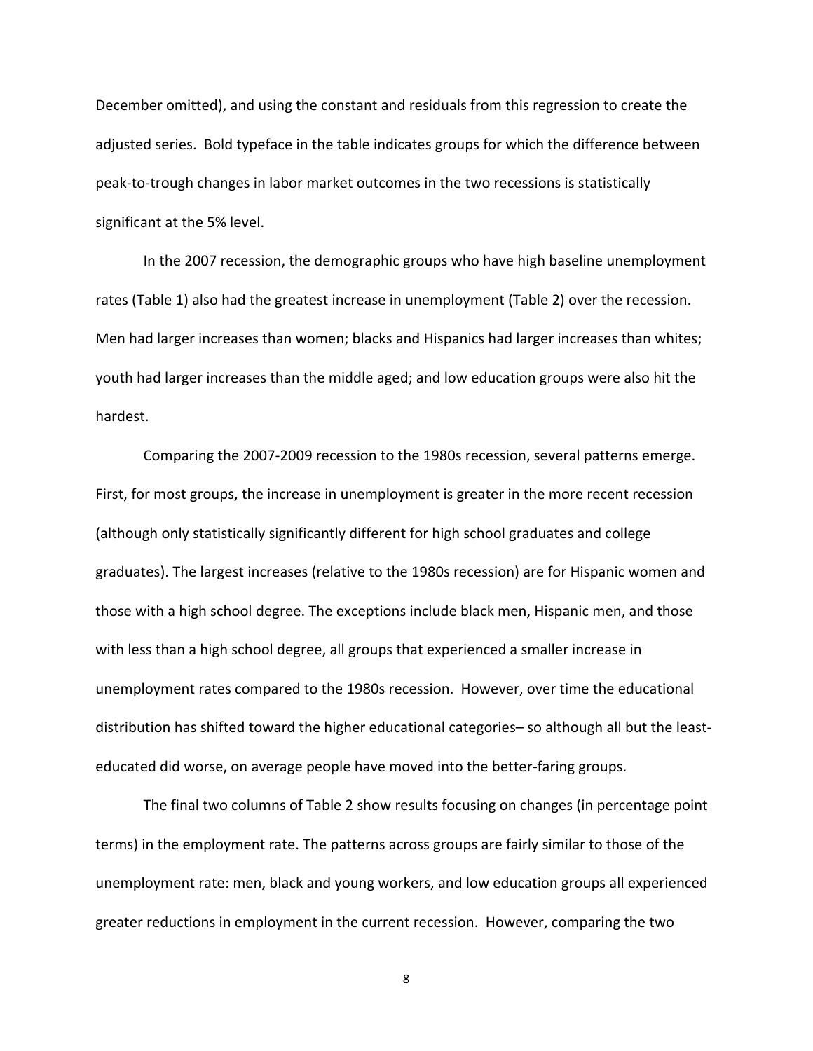December omitted), and using the constant and residuals from this regression to create the adjusted series. Bold typeface in the table indicates groups for which the difference between peak-to-trough changes in labor market outcomes in the two recessions is statistically significant at the 5% level.

In the 2007 recession, the demographic groups who have high baseline unemployment rates (Table 1) also had the greatest increase in unemployment (Table 2) over the recession. Men had larger increases than women; blacks and Hispanics had larger increases than whites; youth had larger increases than the middle aged; and low education groups were also hit the hardest.

Comparing the 2007-2009 recession to the 1980s recession, several patterns emerge. First, for most groups, the increase in unemployment is greater in the more recent recession (although only statistically significantly different for high school graduates and college graduates). The largest increases (relative to the 1980s recession) are for Hispanic women and those with a high school degree. The exceptions include black men, Hispanic men, and those with less than a high school degree, all groups that experienced a smaller increase in unemployment rates compared to the 1980s recession. However, over time the educational distribution has shifted toward the higher educational categories– so although all but the least-educated did worse, on average people have moved into the better-faring groups.

The final two columns of Table 2 show results focusing on changes (in percentage point terms) in the employment rate. The patterns across groups are fairly similar to those of the unemployment rate: men, black and young workers, and low education groups all experienced greater reductions in employment in the current recession. However, comparing the two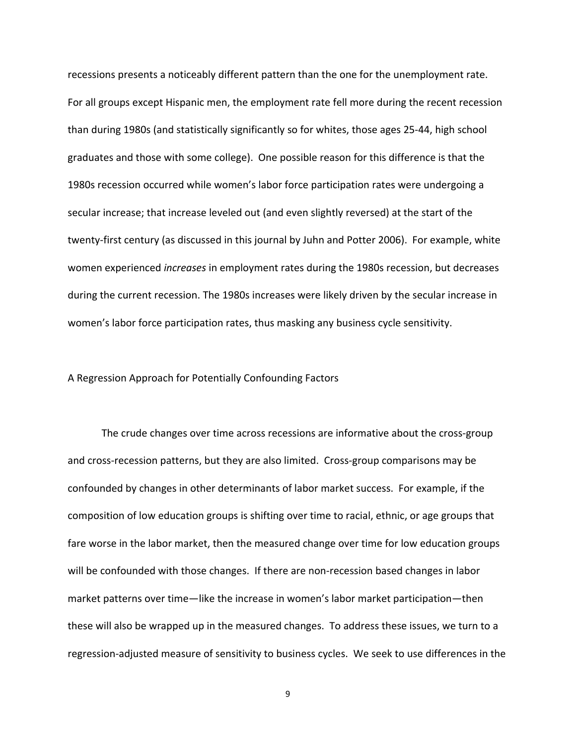recessions presents a noticeably different pattern than the one for the unemployment rate. For all groups except Hispanic men, the employment rate fell more during the recent recession than during 1980s (and statistically significantly so for whites, those ages 25-44, high school graduates and those with some college). One possible reason for this difference is that the 1980s recession occurred while women's labor force participation rates were undergoing a secular increase; that increase leveled out (and even slightly reversed) at the start of the twenty-first century (as discussed in this journal by Juhn and Potter 2006). For example, white women experienced *increases* in employment rates during the 1980s recession, but decreases during the current recession. The 1980s increases were likely driven by the secular increase in women's labor force participation rates, thus masking any business cycle sensitivity.

### A Regression Approach for Potentially Confounding Factors

The crude changes over time across recessions are informative about the cross-group and cross-recession patterns, but they are also limited. Cross-group comparisons may be confounded by changes in other determinants of labor market success. For example, if the composition of low education groups is shifting over time to racial, ethnic, or age groups that fare worse in the labor market, then the measured change over time for low education groups will be confounded with those changes. If there are non-recession based changes in labor market patterns over time—like the increase in women's labor market participation—then these will also be wrapped up in the measured changes. To address these issues, we turn to a regression-adjusted measure of sensitivity to business cycles. We seek to use differences in the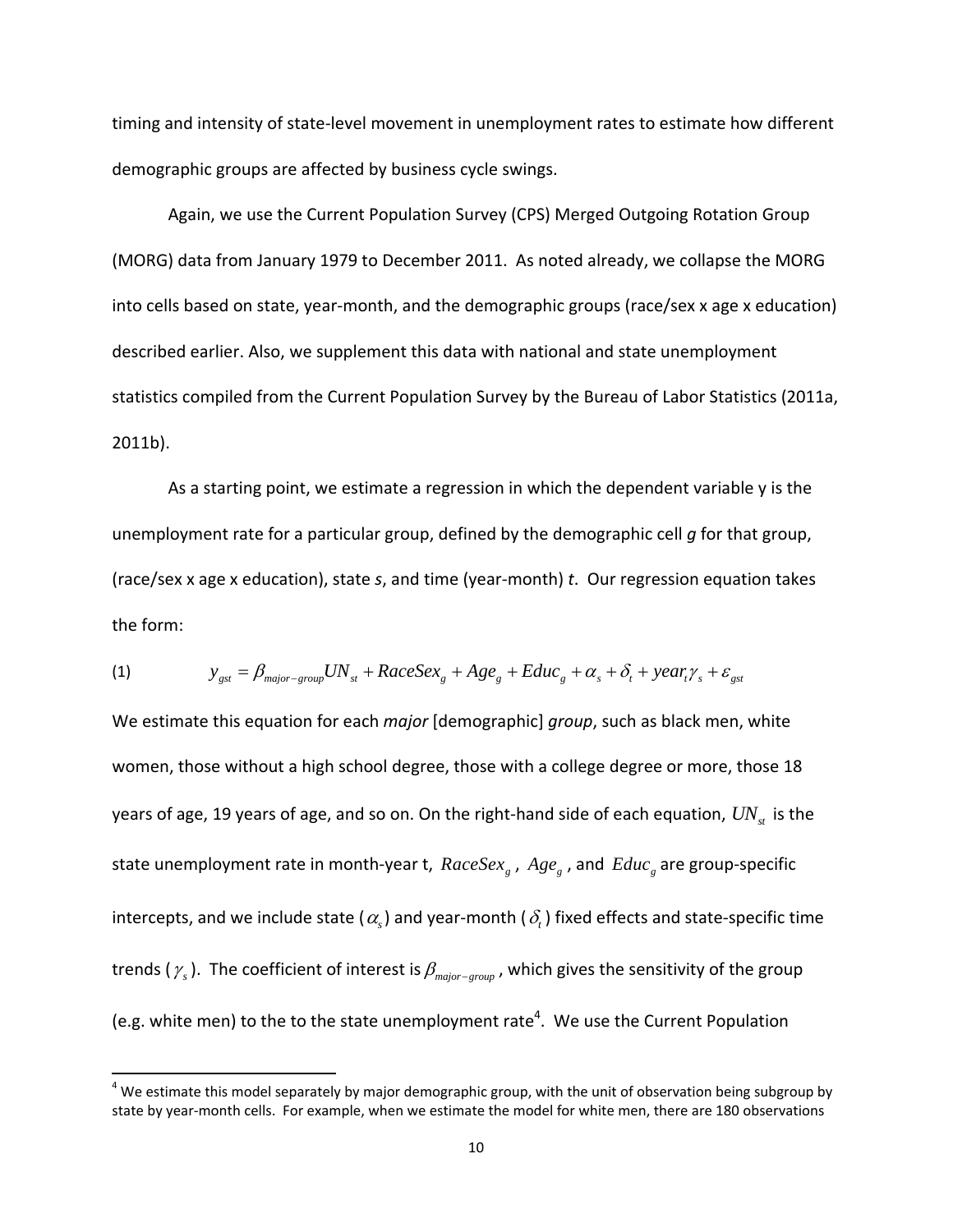timing and intensity of state-level movement in unemployment rates to estimate how different demographic groups are affected by business cycle swings.

Again, we use the Current Population Survey (CPS) Merged Outgoing Rotation Group (MORG) data from January 1979 to December 2011. As noted already, we collapse the MORG into cells based on state, year-month, and the demographic groups (race/sex x age x education) described earlier. Also, we supplement this data with national and state unemployment statistics compiled from the Current Population Survey by the Bureau of Labor Statistics (2011a, 2011b).

As a starting point, we estimate a regression in which the dependent variable y is the unemployment rate for a particular group, defined by the demographic cell *g* for that group, (race/sex x age x education), state *s*, and time (year-month) *t*. Our regression equation takes the form:

$$(1) \qquad y_{gst} = \beta_{major-group} UN_{st} + RaceSex_g + Age_g + Educ_g + \alpha_s + \delta_t + year_t \gamma_s + \varepsilon_{gst}$$

We estimate this equation for each *major* [demographic] *group*, such as black men, white women, those without a high school degree, those with a college degree or more, those 18 years of age, 19 years of age, and so on. On the right-hand side of each equation, $UN_{st}$ is the state unemployment rate in month-year t, $RaceSex_g$, $Age_g$, and $Educ_g$ are group-specific intercepts, and we include state ($\alpha_s$) and year-month ($\delta_t$) fixed effects and state-specific time trends ($\gamma_s$). The coefficient of interest is $\beta_{major-group}$, which gives the sensitivity of the group (e.g. white men) to the to the state unemployment rate[4]. We use the Current Population

[4] We estimate this model separately by major demographic group, with the unit of observation being subgroup by state by year-month cells. For example, when we estimate the model for white men, there are 180 observations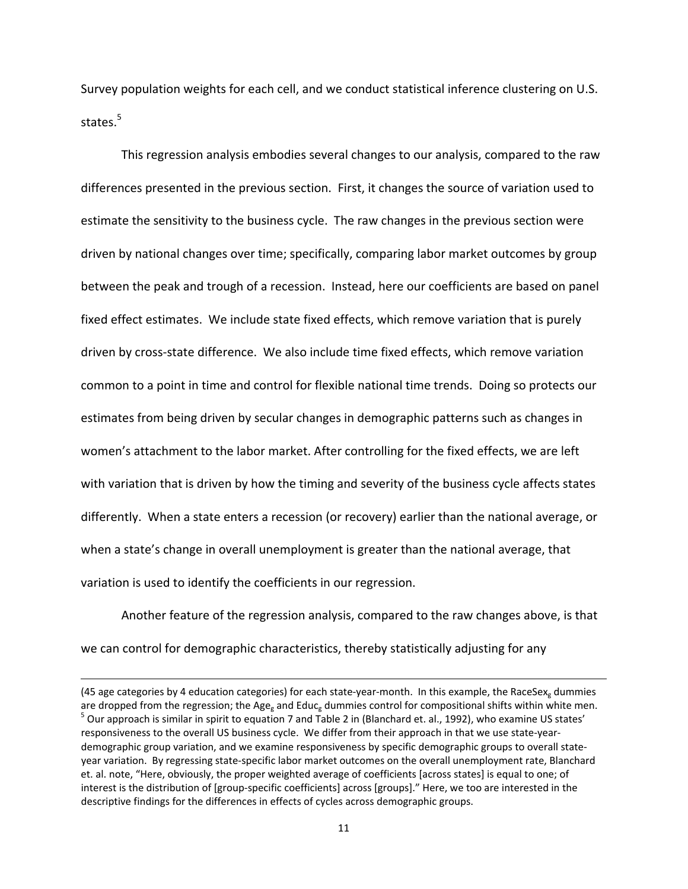Survey population weights for each cell, and we conduct statistical inference clustering on U.S. states.[5]

This regression analysis embodies several changes to our analysis, compared to the raw differences presented in the previous section. First, it changes the source of variation used to estimate the sensitivity to the business cycle. The raw changes in the previous section were driven by national changes over time; specifically, comparing labor market outcomes by group between the peak and trough of a recession. Instead, here our coefficients are based on panel fixed effect estimates. We include state fixed effects, which remove variation that is purely driven by cross-state difference. We also include time fixed effects, which remove variation common to a point in time and control for flexible national time trends. Doing so protects our estimates from being driven by secular changes in demographic patterns such as changes in women's attachment to the labor market. After controlling for the fixed effects, we are left with variation that is driven by how the timing and severity of the business cycle affects states differently. When a state enters a recession (or recovery) earlier than the national average, or when a state's change in overall unemployment is greater than the national average, that variation is used to identify the coefficients in our regression.

Another feature of the regression analysis, compared to the raw changes above, is that we can control for demographic characteristics, thereby statistically adjusting for any

---

(45 age categories by 4 education categories) for each state-year-month. In this example, the $RaceSex_g$ dummies are dropped from the regression; the $Age_g$ and $Educ_g$ dummies control for compositional shifts within white men.

[5] Our approach is similar in spirit to equation 7 and Table 2 in (Blanchard et. al., 1992), who examine US states' responsiveness to the overall US business cycle. We differ from their approach in that we use state-year-demographic group variation, and we examine responsiveness by specific demographic groups to overall state-year variation. By regressing state-specific labor market outcomes on the overall unemployment rate, Blanchard et. al. note, "Here, obviously, the proper weighted average of coefficients [across states] is equal to one; of interest is the distribution of [group-specific coefficients] across [groups]." Here, we too are interested in the descriptive findings for the differences in effects of cycles across demographic groups.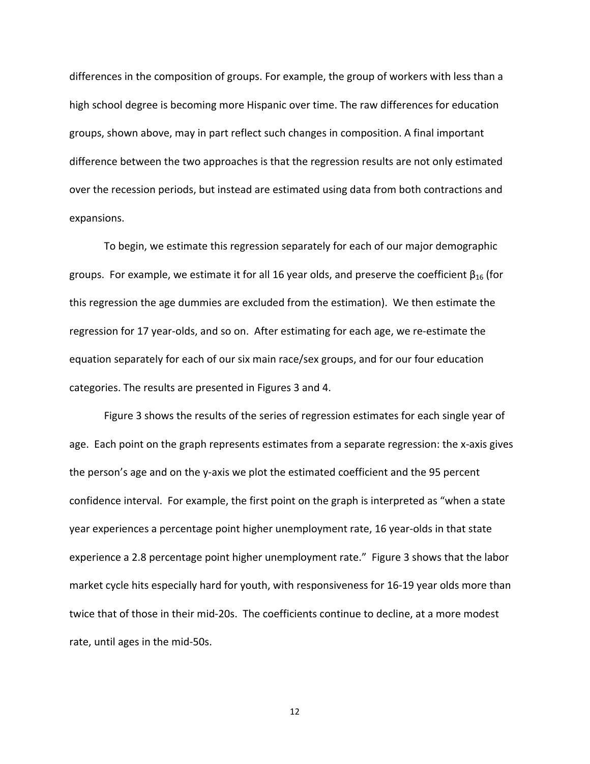differences in the composition of groups. For example, the group of workers with less than a high school degree is becoming more Hispanic over time. The raw differences for education groups, shown above, may in part reflect such changes in composition. A final important difference between the two approaches is that the regression results are not only estimated over the recession periods, but instead are estimated using data from both contractions and expansions.

To begin, we estimate this regression separately for each of our major demographic groups. For example, we estimate it for all 16 year olds, and preserve the coefficient $\beta_{16}$ (for this regression the age dummies are excluded from the estimation). We then estimate the regression for 17 year-olds, and so on. After estimating for each age, we re-estimate the equation separately for each of our six main race/sex groups, and for our four education categories. The results are presented in Figures 3 and 4.

Figure 3 shows the results of the series of regression estimates for each single year of age. Each point on the graph represents estimates from a separate regression: the x-axis gives the person's age and on the y-axis we plot the estimated coefficient and the 95 percent confidence interval. For example, the first point on the graph is interpreted as "when a state year experiences a percentage point higher unemployment rate, 16 year-olds in that state experience a 2.8 percentage point higher unemployment rate." Figure 3 shows that the labor market cycle hits especially hard for youth, with responsiveness for 16-19 year olds more than twice that of those in their mid-20s. The coefficients continue to decline, at a more modest rate, until ages in the mid-50s.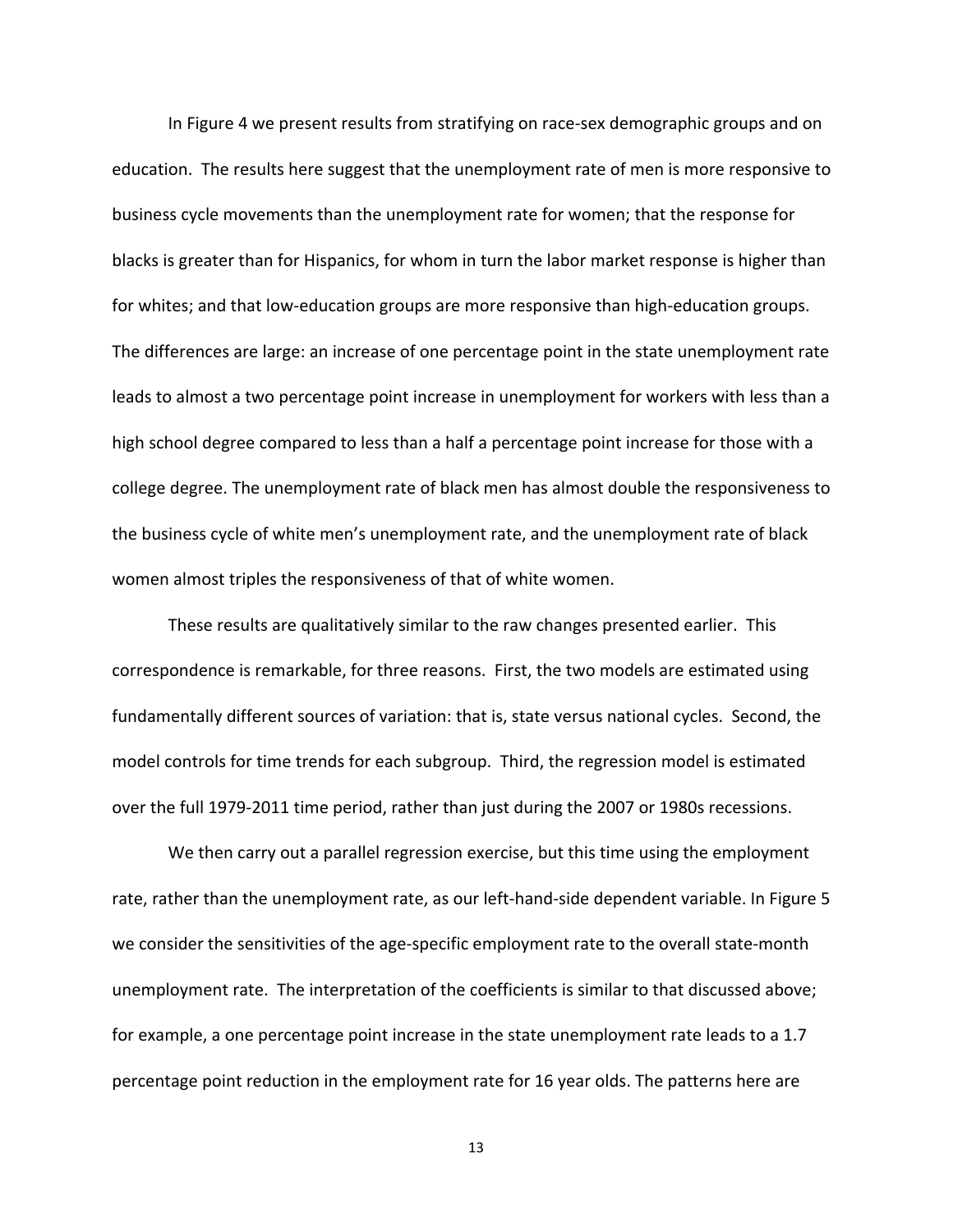In Figure 4 we present results from stratifying on race-sex demographic groups and on education. The results here suggest that the unemployment rate of men is more responsive to business cycle movements than the unemployment rate for women; that the response for blacks is greater than for Hispanics, for whom in turn the labor market response is higher than for whites; and that low-education groups are more responsive than high-education groups. The differences are large: an increase of one percentage point in the state unemployment rate leads to almost a two percentage point increase in unemployment for workers with less than a high school degree compared to less than a half a percentage point increase for those with a college degree. The unemployment rate of black men has almost double the responsiveness to the business cycle of white men's unemployment rate, and the unemployment rate of black women almost triples the responsiveness of that of white women.

These results are qualitatively similar to the raw changes presented earlier. This correspondence is remarkable, for three reasons. First, the two models are estimated using fundamentally different sources of variation: that is, state versus national cycles. Second, the model controls for time trends for each subgroup. Third, the regression model is estimated over the full 1979-2011 time period, rather than just during the 2007 or 1980s recessions.

We then carry out a parallel regression exercise, but this time using the employment rate, rather than the unemployment rate, as our left-hand-side dependent variable. In Figure 5 we consider the sensitivities of the age-specific employment rate to the overall state-month unemployment rate. The interpretation of the coefficients is similar to that discussed above; for example, a one percentage point increase in the state unemployment rate leads to a 1.7 percentage point reduction in the employment rate for 16 year olds. The patterns here are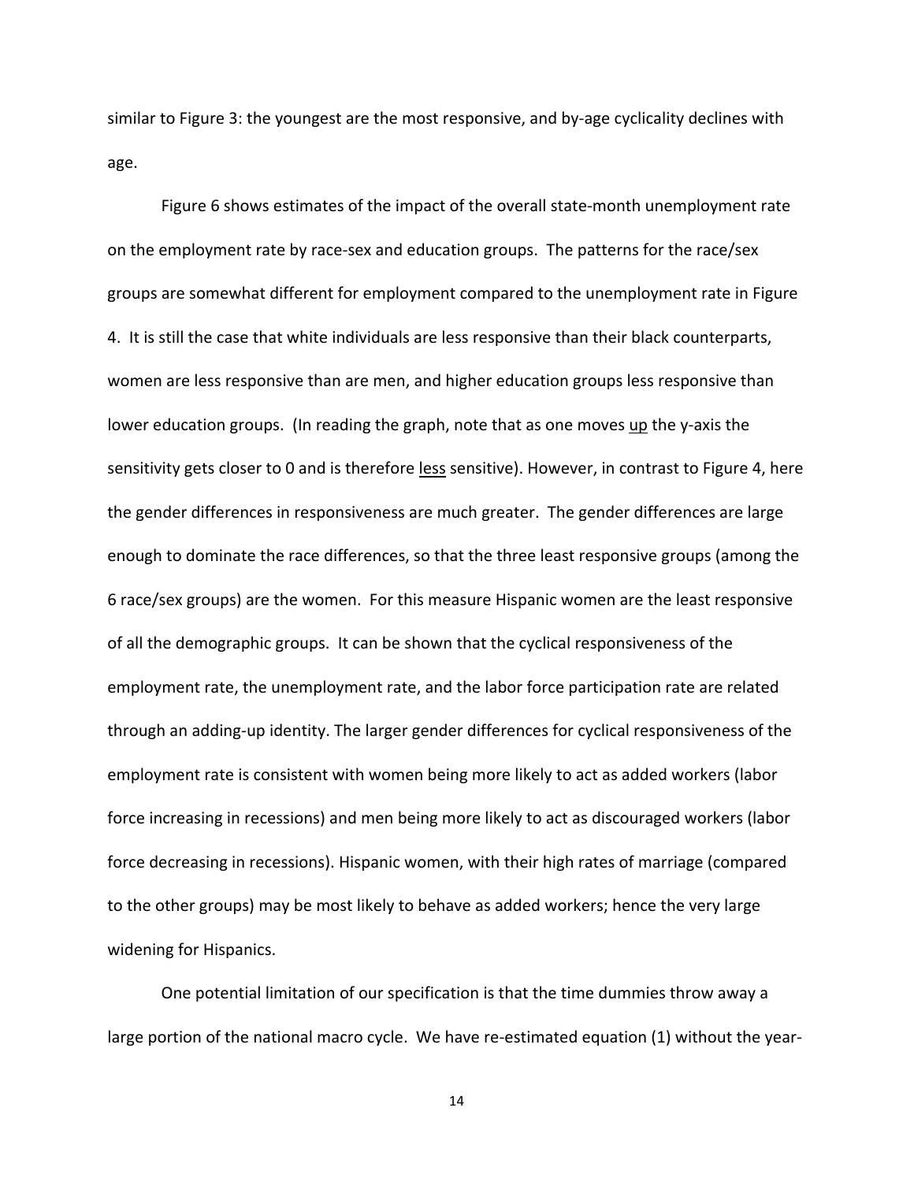similar to Figure 3: the youngest are the most responsive, and by-age cyclicality declines with age.

Figure 6 shows estimates of the impact of the overall state-month unemployment rate on the employment rate by race-sex and education groups. The patterns for the race/sex groups are somewhat different for employment compared to the unemployment rate in Figure 4. It is still the case that white individuals are less responsive than their black counterparts, women are less responsive than are men, and higher education groups less responsive than lower education groups. (In reading the graph, note that as one moves <u>up</u> the y-axis the sensitivity gets closer to 0 and is therefore <u>less</u> sensitive). However, in contrast to Figure 4, here the gender differences in responsiveness are much greater. The gender differences are large enough to dominate the race differences, so that the three least responsive groups (among the 6 race/sex groups) are the women. For this measure Hispanic women are the least responsive of all the demographic groups. It can be shown that the cyclical responsiveness of the employment rate, the unemployment rate, and the labor force participation rate are related through an adding-up identity. The larger gender differences for cyclical responsiveness of the employment rate is consistent with women being more likely to act as added workers (labor force increasing in recessions) and men being more likely to act as discouraged workers (labor force decreasing in recessions). Hispanic women, with their high rates of marriage (compared to the other groups) may be most likely to behave as added workers; hence the very large widening for Hispanics.

One potential limitation of our specification is that the time dummies throw away a large portion of the national macro cycle. We have re-estimated equation (1) without the year-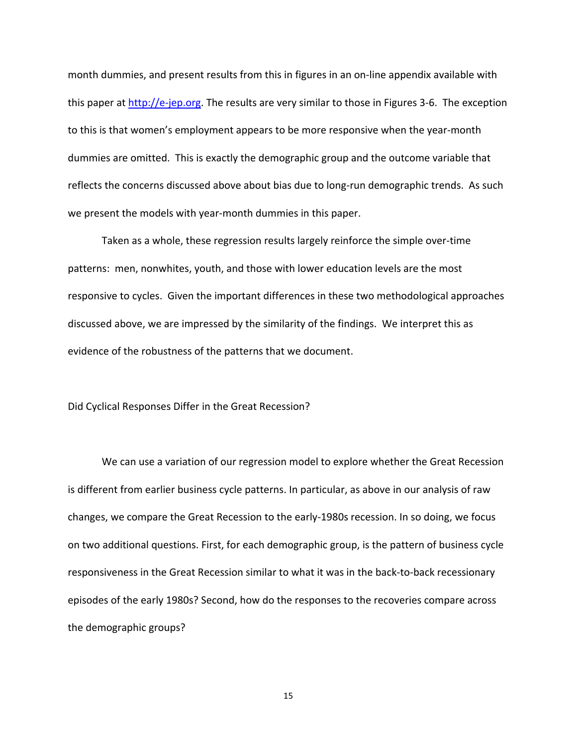month dummies, and present results from this in figures in an on-line appendix available with this paper at http://e-jep.org. The results are very similar to those in Figures 3-6. The exception to this is that women's employment appears to be more responsive when the year-month dummies are omitted. This is exactly the demographic group and the outcome variable that reflects the concerns discussed above about bias due to long-run demographic trends. As such we present the models with year-month dummies in this paper.

Taken as a whole, these regression results largely reinforce the simple over-time patterns: men, nonwhites, youth, and those with lower education levels are the most responsive to cycles. Given the important differences in these two methodological approaches discussed above, we are impressed by the similarity of the findings. We interpret this as evidence of the robustness of the patterns that we document.

## Did Cyclical Responses Differ in the Great Recession?

We can use a variation of our regression model to explore whether the Great Recession is different from earlier business cycle patterns. In particular, as above in our analysis of raw changes, we compare the Great Recession to the early-1980s recession. In so doing, we focus on two additional questions. First, for each demographic group, is the pattern of business cycle responsiveness in the Great Recession similar to what it was in the back-to-back recessionary episodes of the early 1980s? Second, how do the responses to the recoveries compare across the demographic groups?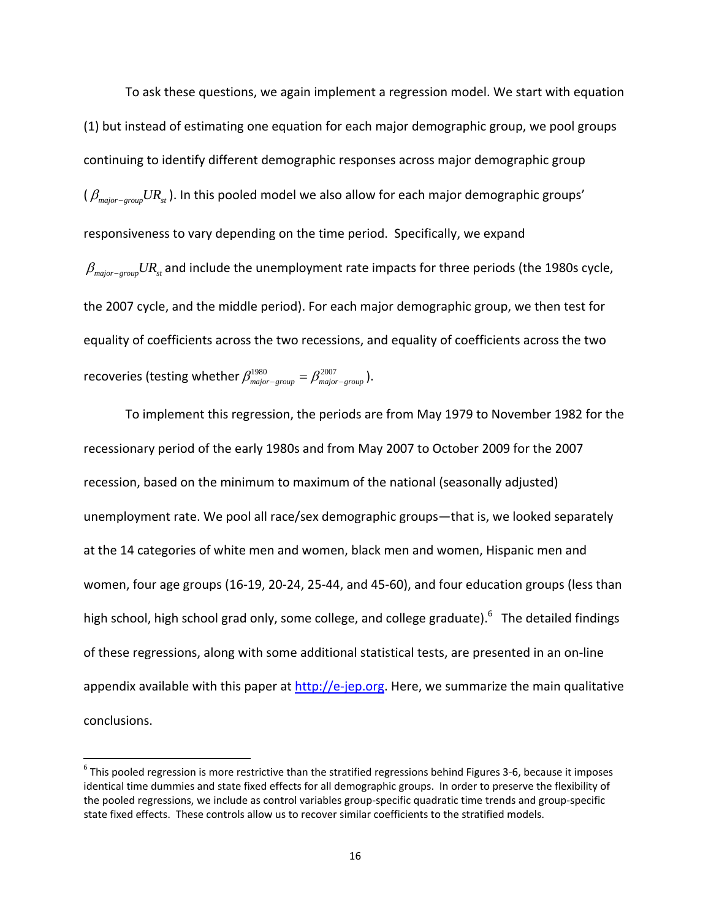To ask these questions, we again implement a regression model. We start with equation (1) but instead of estimating one equation for each major demographic group, we pool groups continuing to identify different demographic responses across major demographic group ($\beta_{major-group}UR_{st}$). In this pooled model we also allow for each major demographic groups' responsiveness to vary depending on the time period. Specifically, we expand $\beta_{major-group}UR_{st}$ and include the unemployment rate impacts for three periods (the 1980s cycle, the 2007 cycle, and the middle period). For each major demographic group, we then test for equality of coefficients across the two recessions, and equality of coefficients across the two recoveries (testing whether $\beta^{1980}_{major-group} = \beta^{2007}_{major-group}$).

To implement this regression, the periods are from May 1979 to November 1982 for the recessionary period of the early 1980s and from May 2007 to October 2009 for the 2007 recession, based on the minimum to maximum of the national (seasonally adjusted) unemployment rate. We pool all race/sex demographic groups—that is, we looked separately at the 14 categories of white men and women, black men and women, Hispanic men and women, four age groups (16-19, 20-24, 25-44, and 45-60), and four education groups (less than high school, high school grad only, some college, and college graduate).[6] The detailed findings of these regressions, along with some additional statistical tests, are presented in an on-line appendix available with this paper at http://e-jep.org. Here, we summarize the main qualitative conclusions.

[6] This pooled regression is more restrictive than the stratified regressions behind Figures 3-6, because it imposes identical time dummies and state fixed effects for all demographic groups. In order to preserve the flexibility of the pooled regressions, we include as control variables group-specific quadratic time trends and group-specific state fixed effects. These controls allow us to recover similar coefficients to the stratified models.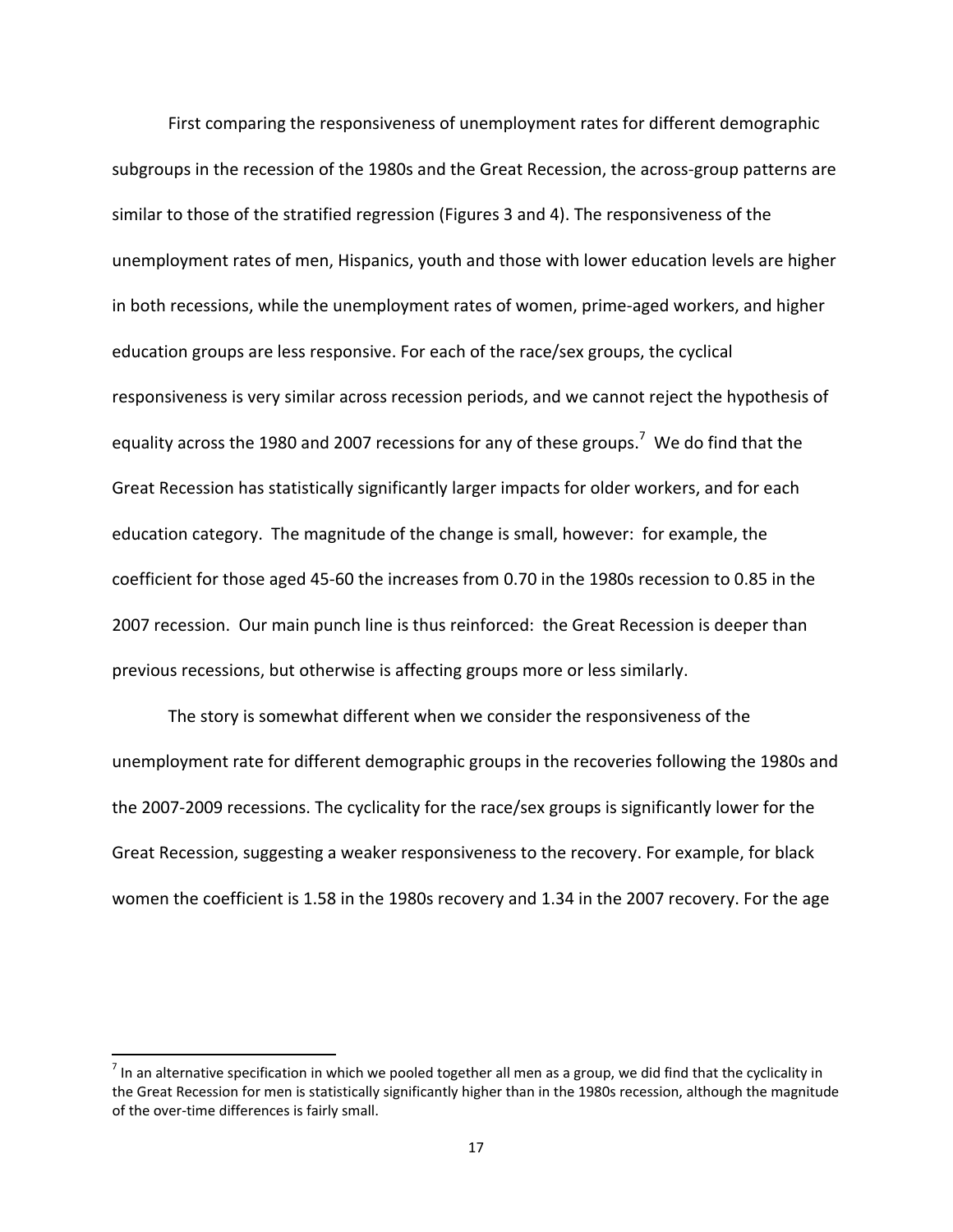First comparing the responsiveness of unemployment rates for different demographic subgroups in the recession of the 1980s and the Great Recession, the across-group patterns are similar to those of the stratified regression (Figures 3 and 4). The responsiveness of the unemployment rates of men, Hispanics, youth and those with lower education levels are higher in both recessions, while the unemployment rates of women, prime-aged workers, and higher education groups are less responsive. For each of the race/sex groups, the cyclical responsiveness is very similar across recession periods, and we cannot reject the hypothesis of equality across the 1980 and 2007 recessions for any of these groups.[7] We do find that the Great Recession has statistically significantly larger impacts for older workers, and for each education category. The magnitude of the change is small, however: for example, the coefficient for those aged 45-60 the increases from 0.70 in the 1980s recession to 0.85 in the 2007 recession. Our main punch line is thus reinforced: the Great Recession is deeper than previous recessions, but otherwise is affecting groups more or less similarly.

The story is somewhat different when we consider the responsiveness of the unemployment rate for different demographic groups in the recoveries following the 1980s and the 2007-2009 recessions. The cyclicality for the race/sex groups is significantly lower for the Great Recession, suggesting a weaker responsiveness to the recovery. For example, for black women the coefficient is 1.58 in the 1980s recovery and 1.34 in the 2007 recovery. For the age

---

[7] In an alternative specification in which we pooled together all men as a group, we did find that the cyclicality in the Great Recession for men is statistically significantly higher than in the 1980s recession, although the magnitude of the over-time differences is fairly small.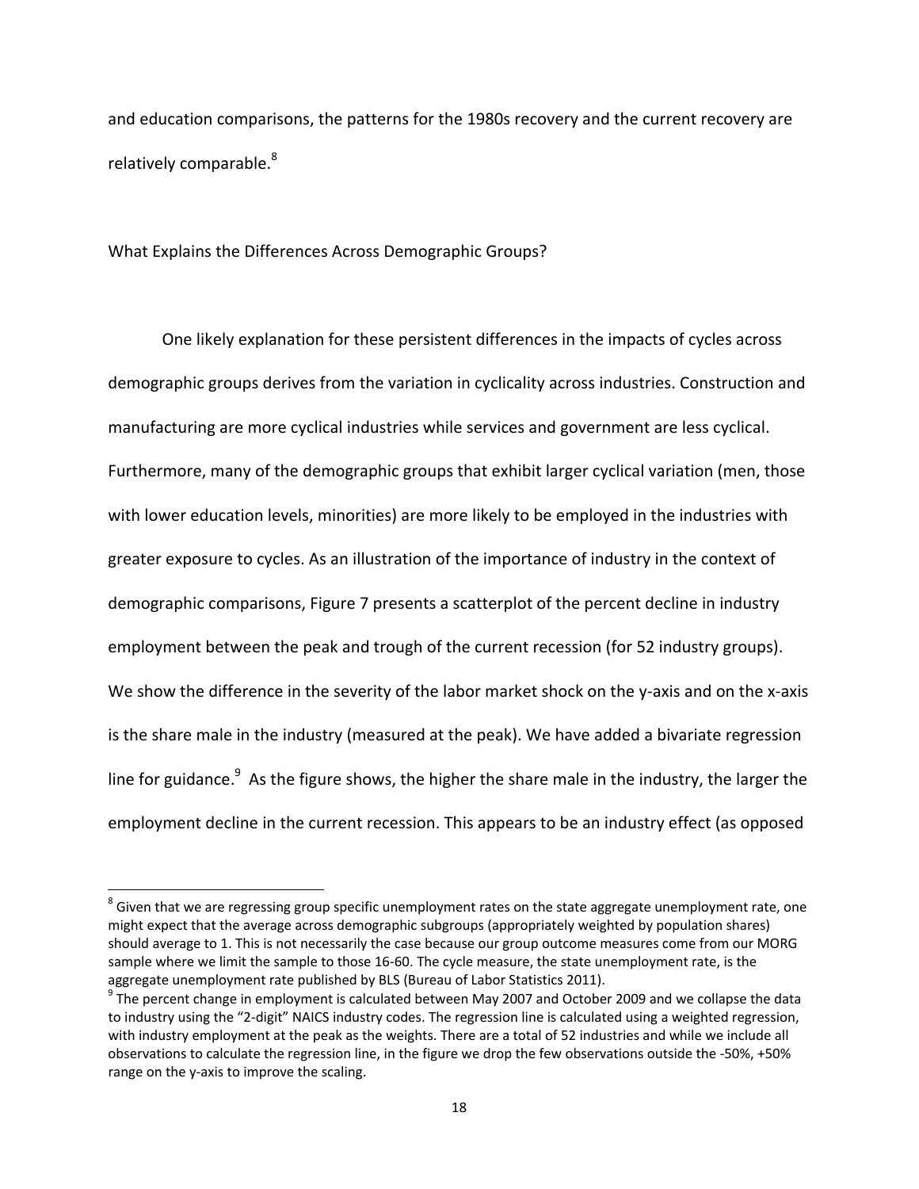and education comparisons, the patterns for the 1980s recovery and the current recovery are relatively comparable.[8]

## What Explains the Differences Across Demographic Groups?

One likely explanation for these persistent differences in the impacts of cycles across demographic groups derives from the variation in cyclicality across industries. Construction and manufacturing are more cyclical industries while services and government are less cyclical. Furthermore, many of the demographic groups that exhibit larger cyclical variation (men, those with lower education levels, minorities) are more likely to be employed in the industries with greater exposure to cycles. As an illustration of the importance of industry in the context of demographic comparisons, Figure 7 presents a scatterplot of the percent decline in industry employment between the peak and trough of the current recession (for 52 industry groups). We show the difference in the severity of the labor market shock on the y-axis and on the x-axis is the share male in the industry (measured at the peak). We have added a bivariate regression line for guidance.[9] As the figure shows, the higher the share male in the industry, the larger the employment decline in the current recession. This appears to be an industry effect (as opposed

---

[8] Given that we are regressing group specific unemployment rates on the state aggregate unemployment rate, one might expect that the average across demographic subgroups (appropriately weighted by population shares) should average to 1. This is not necessarily the case because our group outcome measures come from our MORG sample where we limit the sample to those 16-60. The cycle measure, the state unemployment rate, is the aggregate unemployment rate published by BLS (Bureau of Labor Statistics 2011).

[9] The percent change in employment is calculated between May 2007 and October 2009 and we collapse the data to industry using the "2-digit" NAICS industry codes. The regression line is calculated using a weighted regression, with industry employment at the peak as the weights. There are a total of 52 industries and while we include all observations to calculate the regression line, in the figure we drop the few observations outside the -50%, +50% range on the y-axis to improve the scaling.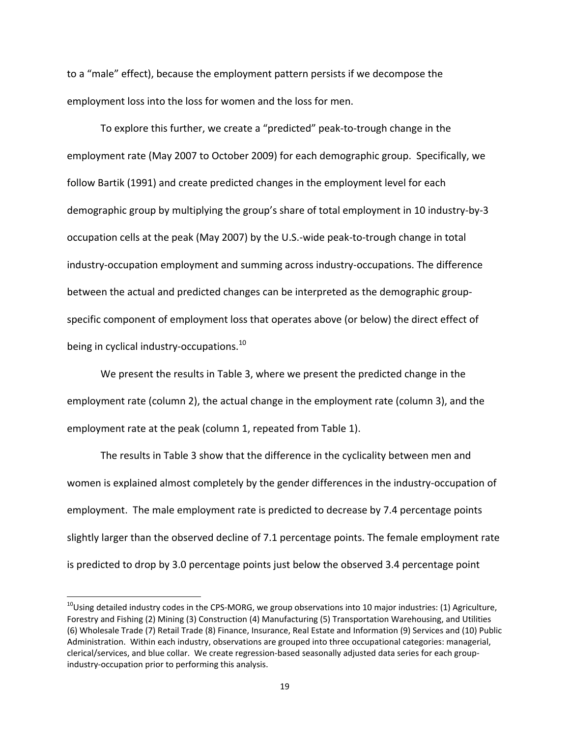to a "male" effect), because the employment pattern persists if we decompose the employment loss into the loss for women and the loss for men.

To explore this further, we create a "predicted" peak-to-trough change in the employment rate (May 2007 to October 2009) for each demographic group. Specifically, we follow Bartik (1991) and create predicted changes in the employment level for each demographic group by multiplying the group's share of total employment in 10 industry-by-3 occupation cells at the peak (May 2007) by the U.S.-wide peak-to-trough change in total industry-occupation employment and summing across industry-occupations. The difference between the actual and predicted changes can be interpreted as the demographic group-specific component of employment loss that operates above (or below) the direct effect of being in cyclical industry-occupations.[10]

We present the results in Table 3, where we present the predicted change in the employment rate (column 2), the actual change in the employment rate (column 3), and the employment rate at the peak (column 1, repeated from Table 1).

The results in Table 3 show that the difference in the cyclicality between men and women is explained almost completely by the gender differences in the industry-occupation of employment. The male employment rate is predicted to decrease by 7.4 percentage points slightly larger than the observed decline of 7.1 percentage points. The female employment rate is predicted to drop by 3.0 percentage points just below the observed 3.4 percentage point

[10] Using detailed industry codes in the CPS-MORG, we group observations into 10 major industries: (1) Agriculture, Forestry and Fishing (2) Mining (3) Construction (4) Manufacturing (5) Transportation Warehousing, and Utilities (6) Wholesale Trade (7) Retail Trade (8) Finance, Insurance, Real Estate and Information (9) Services and (10) Public Administration. Within each industry, observations are grouped into three occupational categories: managerial, clerical/services, and blue collar. We create regression-based seasonally adjusted data series for each group-industry-occupation prior to performing this analysis.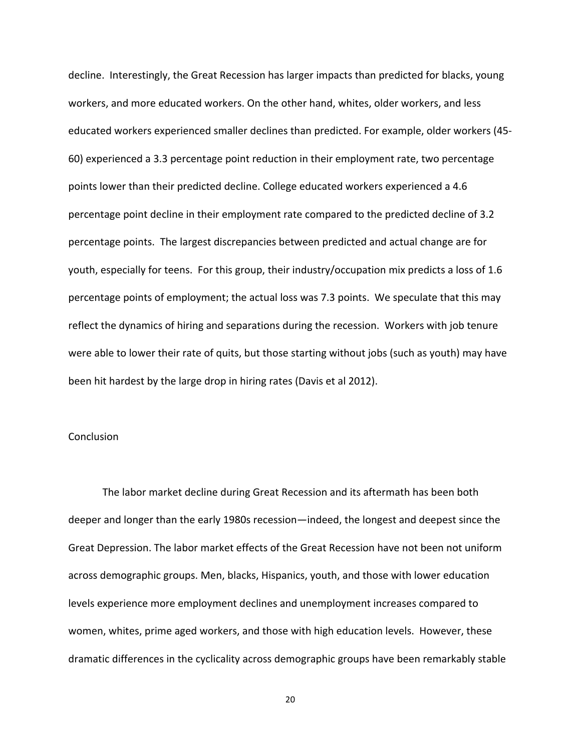decline. Interestingly, the Great Recession has larger impacts than predicted for blacks, young workers, and more educated workers. On the other hand, whites, older workers, and less educated workers experienced smaller declines than predicted. For example, older workers (45-60) experienced a 3.3 percentage point reduction in their employment rate, two percentage points lower than their predicted decline. College educated workers experienced a 4.6 percentage point decline in their employment rate compared to the predicted decline of 3.2 percentage points. The largest discrepancies between predicted and actual change are for youth, especially for teens. For this group, their industry/occupation mix predicts a loss of 1.6 percentage points of employment; the actual loss was 7.3 points. We speculate that this may reflect the dynamics of hiring and separations during the recession. Workers with job tenure were able to lower their rate of quits, but those starting without jobs (such as youth) may have been hit hardest by the large drop in hiring rates (Davis et al 2012).

## Conclusion

The labor market decline during Great Recession and its aftermath has been both deeper and longer than the early 1980s recession—indeed, the longest and deepest since the Great Depression. The labor market effects of the Great Recession have not been not uniform across demographic groups. Men, blacks, Hispanics, youth, and those with lower education levels experience more employment declines and unemployment increases compared to women, whites, prime aged workers, and those with high education levels. However, these dramatic differences in the cyclicality across demographic groups have been remarkably stable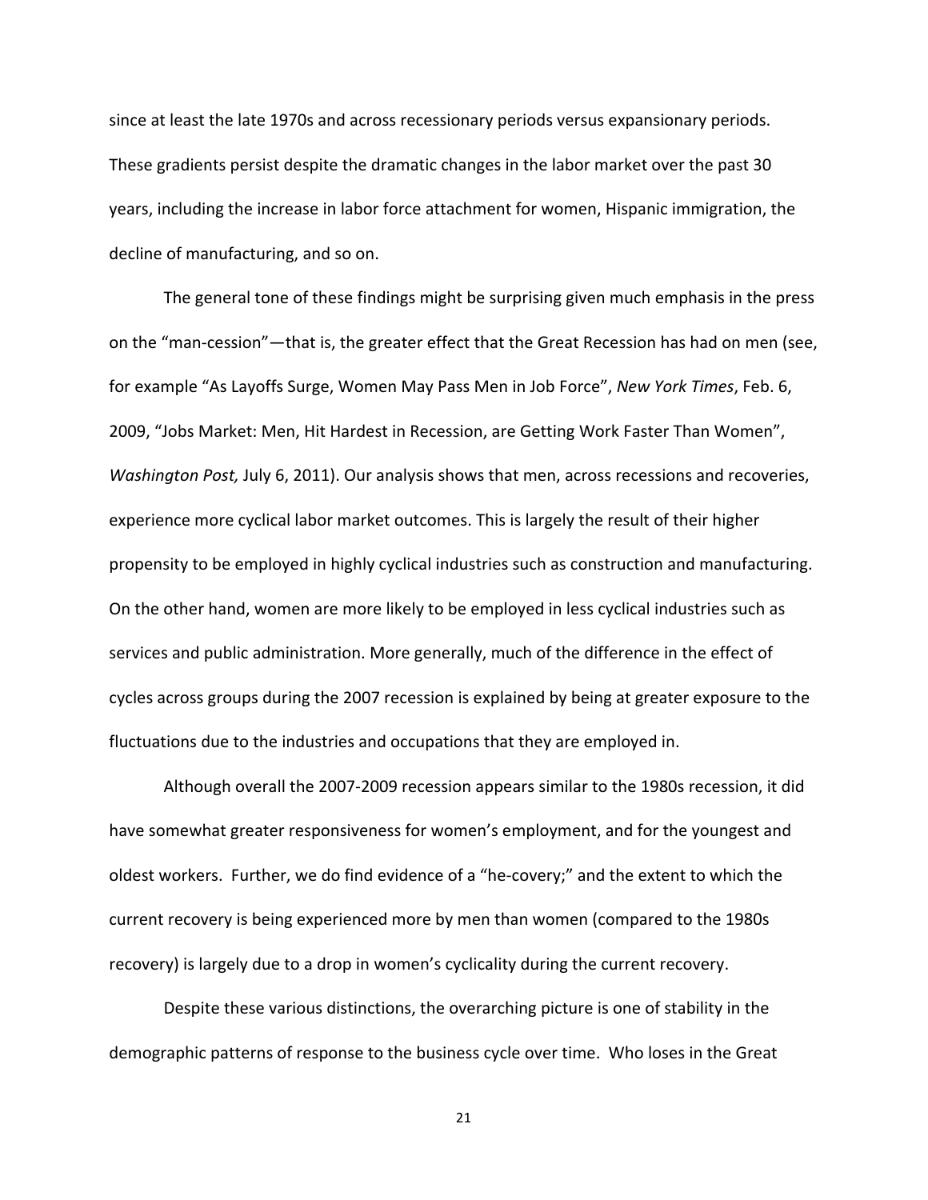since at least the late 1970s and across recessionary periods versus expansionary periods. These gradients persist despite the dramatic changes in the labor market over the past 30 years, including the increase in labor force attachment for women, Hispanic immigration, the decline of manufacturing, and so on.

The general tone of these findings might be surprising given much emphasis in the press on the "man-cession"—that is, the greater effect that the Great Recession has had on men (see, for example "As Layoffs Surge, Women May Pass Men in Job Force", *New York Times*, Feb. 6, 2009, "Jobs Market: Men, Hit Hardest in Recession, are Getting Work Faster Than Women", *Washington Post,* July 6, 2011). Our analysis shows that men, across recessions and recoveries, experience more cyclical labor market outcomes. This is largely the result of their higher propensity to be employed in highly cyclical industries such as construction and manufacturing. On the other hand, women are more likely to be employed in less cyclical industries such as services and public administration. More generally, much of the difference in the effect of cycles across groups during the 2007 recession is explained by being at greater exposure to the fluctuations due to the industries and occupations that they are employed in.

Although overall the 2007-2009 recession appears similar to the 1980s recession, it did have somewhat greater responsiveness for women's employment, and for the youngest and oldest workers. Further, we do find evidence of a "he-covery;" and the extent to which the current recovery is being experienced more by men than women (compared to the 1980s recovery) is largely due to a drop in women's cyclicality during the current recovery.

Despite these various distinctions, the overarching picture is one of stability in the demographic patterns of response to the business cycle over time. Who loses in the Great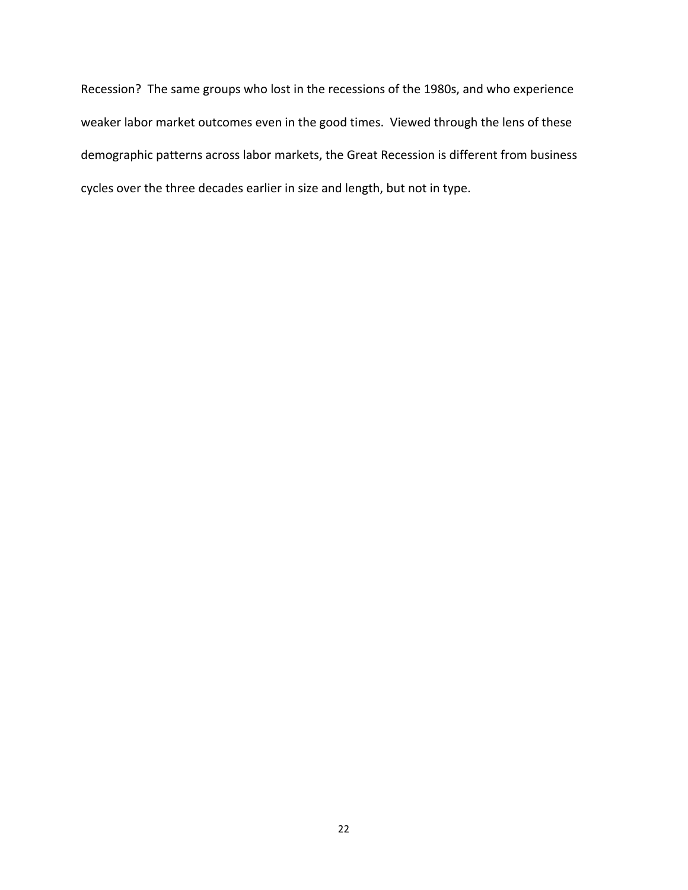Recession? The same groups who lost in the recessions of the 1980s, and who experience weaker labor market outcomes even in the good times. Viewed through the lens of these demographic patterns across labor markets, the Great Recession is different from business cycles over the three decades earlier in size and length, but not in type.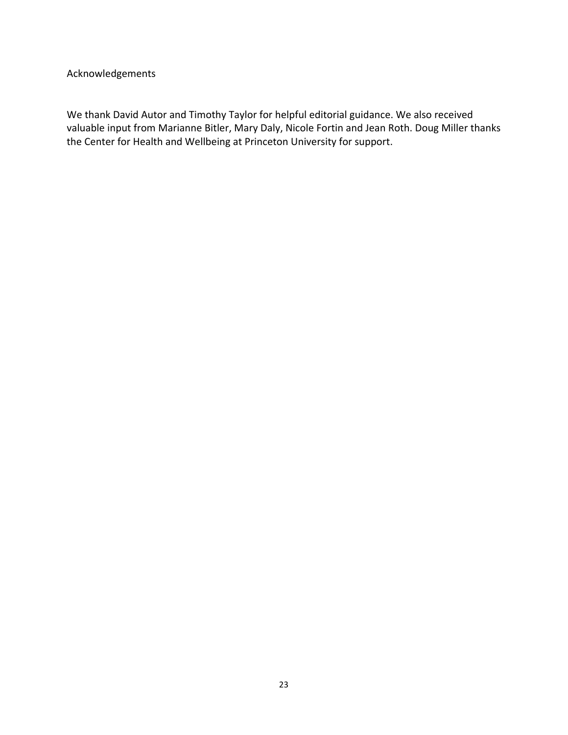## Acknowledgements

We thank David Autor and Timothy Taylor for helpful editorial guidance. We also received valuable input from Marianne Bitler, Mary Daly, Nicole Fortin and Jean Roth. Doug Miller thanks the Center for Health and Wellbeing at Princeton University for support.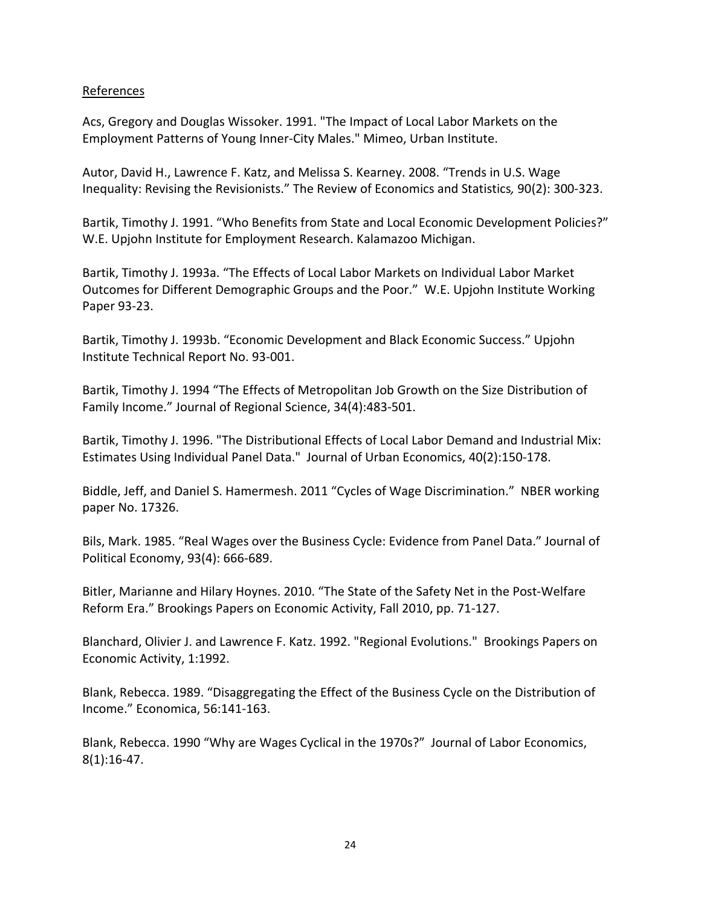References

Acs, Gregory and Douglas Wissoker. 1991. "The Impact of Local Labor Markets on the Employment Patterns of Young Inner-City Males." Mimeo, Urban Institute.

Autor, David H., Lawrence F. Katz, and Melissa S. Kearney. 2008. "Trends in U.S. Wage Inequality: Revising the Revisionists." The Review of Economics and Statistics*,* 90(2): 300-323.

Bartik, Timothy J. 1991. "Who Benefits from State and Local Economic Development Policies?" W.E. Upjohn Institute for Employment Research. Kalamazoo Michigan.

Bartik, Timothy J. 1993a. "The Effects of Local Labor Markets on Individual Labor Market Outcomes for Different Demographic Groups and the Poor." W.E. Upjohn Institute Working Paper 93-23.

Bartik, Timothy J. 1993b. "Economic Development and Black Economic Success." Upjohn Institute Technical Report No. 93-001.

Bartik, Timothy J. 1994 "The Effects of Metropolitan Job Growth on the Size Distribution of Family Income." Journal of Regional Science, 34(4):483-501.

Bartik, Timothy J. 1996. "The Distributional Effects of Local Labor Demand and Industrial Mix: Estimates Using Individual Panel Data." Journal of Urban Economics, 40(2):150-178.

Biddle, Jeff, and Daniel S. Hamermesh. 2011 "Cycles of Wage Discrimination." NBER working paper No. 17326.

Bils, Mark. 1985. "Real Wages over the Business Cycle: Evidence from Panel Data." Journal of Political Economy, 93(4): 666-689.

Bitler, Marianne and Hilary Hoynes. 2010. "The State of the Safety Net in the Post-Welfare Reform Era." Brookings Papers on Economic Activity, Fall 2010, pp. 71-127.

Blanchard, Olivier J. and Lawrence F. Katz. 1992. "Regional Evolutions." Brookings Papers on Economic Activity, 1:1992.

Blank, Rebecca. 1989. "Disaggregating the Effect of the Business Cycle on the Distribution of Income." Economica, 56:141-163.

Blank, Rebecca. 1990 "Why are Wages Cyclical in the 1970s?" Journal of Labor Economics, 8(1):16-47.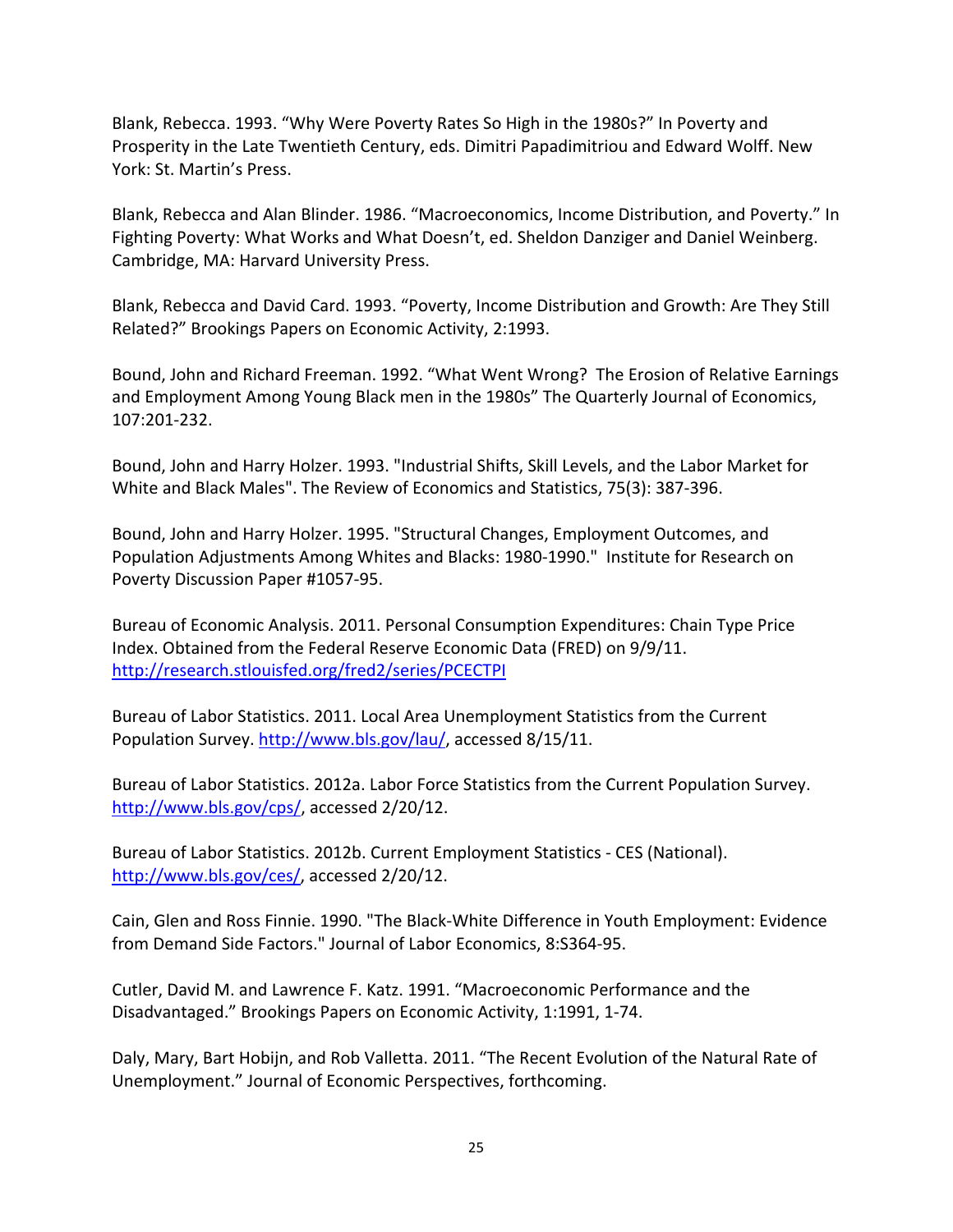Blank, Rebecca. 1993. "Why Were Poverty Rates So High in the 1980s?" In Poverty and Prosperity in the Late Twentieth Century, eds. Dimitri Papadimitriou and Edward Wolff. New York: St. Martin's Press.

Blank, Rebecca and Alan Blinder. 1986. "Macroeconomics, Income Distribution, and Poverty." In Fighting Poverty: What Works and What Doesn't, ed. Sheldon Danziger and Daniel Weinberg. Cambridge, MA: Harvard University Press.

Blank, Rebecca and David Card. 1993. "Poverty, Income Distribution and Growth: Are They Still Related?" Brookings Papers on Economic Activity, 2:1993.

Bound, John and Richard Freeman. 1992. "What Went Wrong? The Erosion of Relative Earnings and Employment Among Young Black men in the 1980s" The Quarterly Journal of Economics, 107:201-232.

Bound, John and Harry Holzer. 1993. "Industrial Shifts, Skill Levels, and the Labor Market for White and Black Males". The Review of Economics and Statistics, 75(3): 387-396.

Bound, John and Harry Holzer. 1995. "Structural Changes, Employment Outcomes, and Population Adjustments Among Whites and Blacks: 1980-1990." Institute for Research on Poverty Discussion Paper #1057-95.

Bureau of Economic Analysis. 2011. Personal Consumption Expenditures: Chain Type Price Index. Obtained from the Federal Reserve Economic Data (FRED) on 9/9/11. http://research.stlouisfed.org/fred2/series/PCECTPI

Bureau of Labor Statistics. 2011. Local Area Unemployment Statistics from the Current Population Survey. http://www.bls.gov/lau/, accessed 8/15/11.

Bureau of Labor Statistics. 2012a. Labor Force Statistics from the Current Population Survey. http://www.bls.gov/cps/, accessed 2/20/12.

Bureau of Labor Statistics. 2012b. Current Employment Statistics - CES (National). http://www.bls.gov/ces/, accessed 2/20/12.

Cain, Glen and Ross Finnie. 1990. "The Black-White Difference in Youth Employment: Evidence from Demand Side Factors." Journal of Labor Economics, 8:S364-95.

Cutler, David M. and Lawrence F. Katz. 1991. "Macroeconomic Performance and the Disadvantaged." Brookings Papers on Economic Activity, 1:1991, 1-74.

Daly, Mary, Bart Hobijn, and Rob Valletta. 2011. "The Recent Evolution of the Natural Rate of Unemployment." Journal of Economic Perspectives, forthcoming.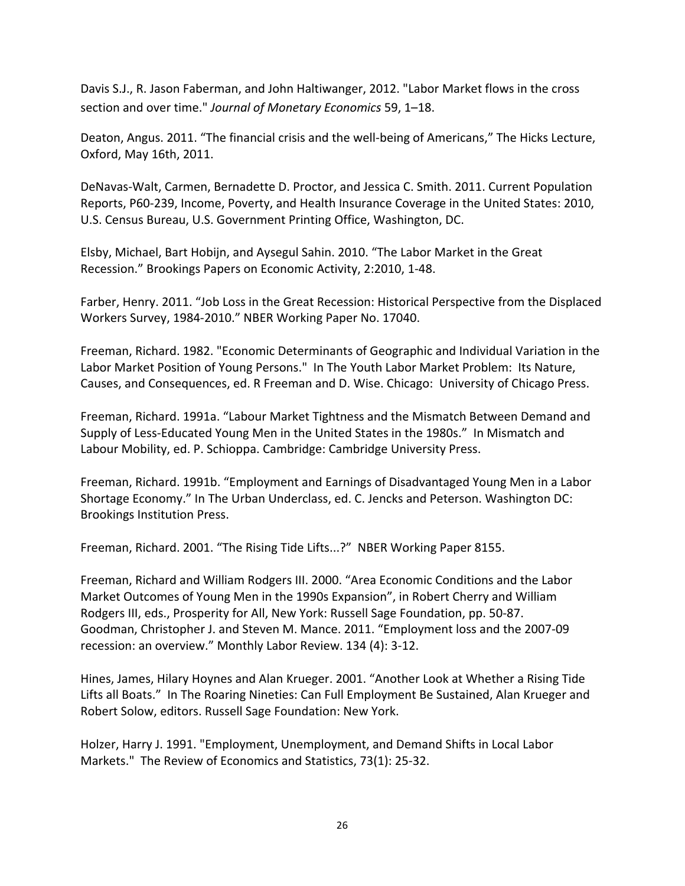Davis S.J., R. Jason Faberman, and John Haltiwanger, 2012. "Labor Market flows in the cross section and over time." *Journal of Monetary Economics* 59, 1–18.

Deaton, Angus. 2011. "The financial crisis and the well-being of Americans," The Hicks Lecture, Oxford, May 16th, 2011.

DeNavas-Walt, Carmen, Bernadette D. Proctor, and Jessica C. Smith. 2011. Current Population Reports, P60-239, Income, Poverty, and Health Insurance Coverage in the United States: 2010, U.S. Census Bureau, U.S. Government Printing Office, Washington, DC.

Elsby, Michael, Bart Hobijn, and Aysegul Sahin. 2010. "The Labor Market in the Great Recession." Brookings Papers on Economic Activity, 2:2010, 1-48.

Farber, Henry. 2011. "Job Loss in the Great Recession: Historical Perspective from the Displaced Workers Survey, 1984-2010." NBER Working Paper No. 17040.

Freeman, Richard. 1982. "Economic Determinants of Geographic and Individual Variation in the Labor Market Position of Young Persons." In The Youth Labor Market Problem: Its Nature, Causes, and Consequences, ed. R Freeman and D. Wise. Chicago: University of Chicago Press.

Freeman, Richard. 1991a. "Labour Market Tightness and the Mismatch Between Demand and Supply of Less-Educated Young Men in the United States in the 1980s." In Mismatch and Labour Mobility, ed. P. Schioppa. Cambridge: Cambridge University Press.

Freeman, Richard. 1991b. "Employment and Earnings of Disadvantaged Young Men in a Labor Shortage Economy." In The Urban Underclass, ed. C. Jencks and Peterson. Washington DC: Brookings Institution Press.

Freeman, Richard. 2001. "The Rising Tide Lifts...?" NBER Working Paper 8155.

Freeman, Richard and William Rodgers III. 2000. "Area Economic Conditions and the Labor Market Outcomes of Young Men in the 1990s Expansion", in Robert Cherry and William Rodgers III, eds., Prosperity for All, New York: Russell Sage Foundation, pp. 50-87.

Goodman, Christopher J. and Steven M. Mance. 2011. "Employment loss and the 2007-09 recession: an overview." Monthly Labor Review. 134 (4): 3-12.

Hines, James, Hilary Hoynes and Alan Krueger. 2001. "Another Look at Whether a Rising Tide Lifts all Boats." In The Roaring Nineties: Can Full Employment Be Sustained, Alan Krueger and Robert Solow, editors. Russell Sage Foundation: New York.

Holzer, Harry J. 1991. "Employment, Unemployment, and Demand Shifts in Local Labor Markets." The Review of Economics and Statistics, 73(1): 25-32.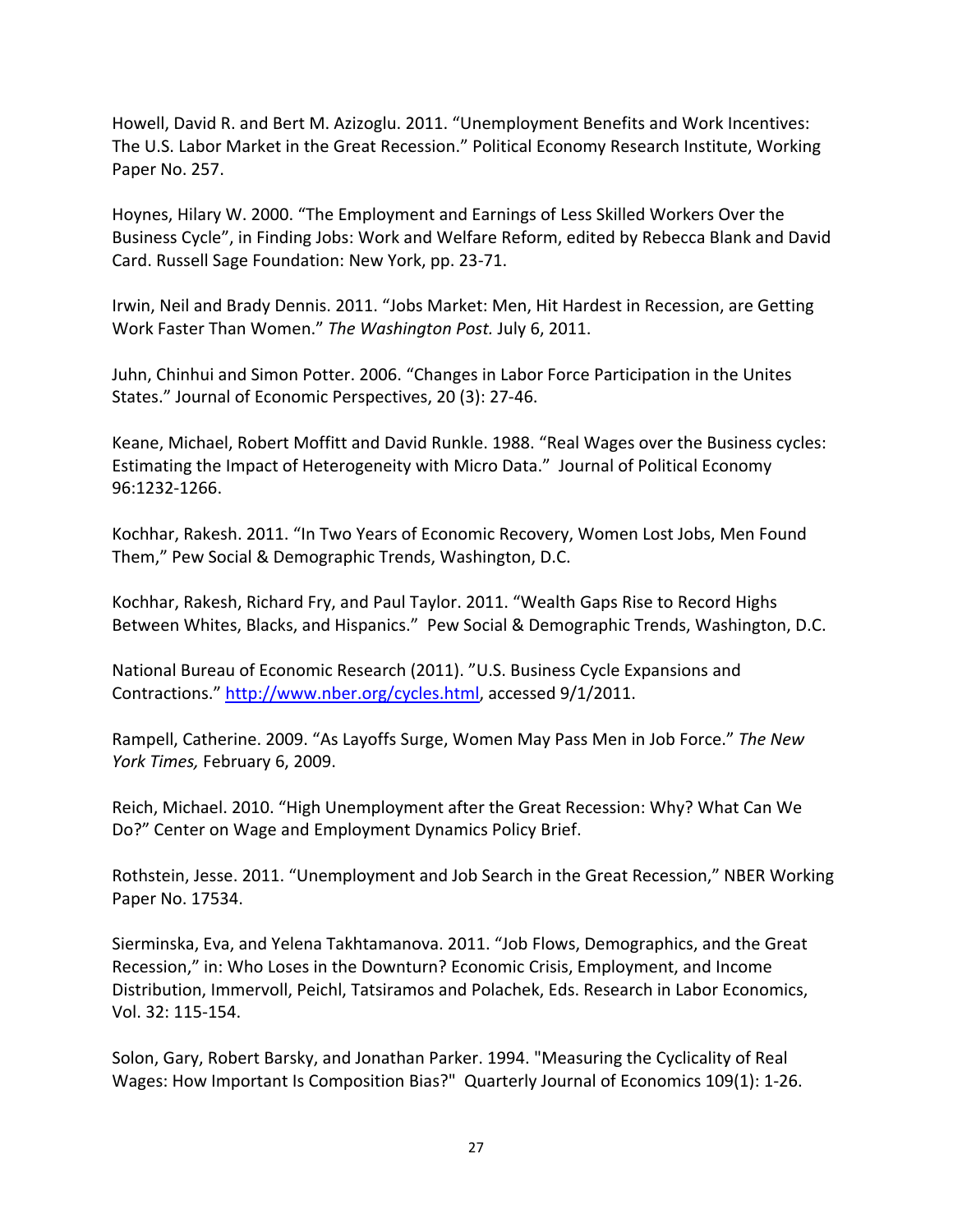Howell, David R. and Bert M. Azizoglu. 2011. "Unemployment Benefits and Work Incentives: The U.S. Labor Market in the Great Recession." Political Economy Research Institute, Working Paper No. 257.

Hoynes, Hilary W. 2000. "The Employment and Earnings of Less Skilled Workers Over the Business Cycle", in Finding Jobs: Work and Welfare Reform, edited by Rebecca Blank and David Card. Russell Sage Foundation: New York, pp. 23-71.

Irwin, Neil and Brady Dennis. 2011. "Jobs Market: Men, Hit Hardest in Recession, are Getting Work Faster Than Women." *The Washington Post.* July 6, 2011.

Juhn, Chinhui and Simon Potter. 2006. "Changes in Labor Force Participation in the Unites States." Journal of Economic Perspectives, 20 (3): 27-46.

Keane, Michael, Robert Moffitt and David Runkle. 1988. "Real Wages over the Business cycles: Estimating the Impact of Heterogeneity with Micro Data." Journal of Political Economy 96:1232-1266.

Kochhar, Rakesh. 2011. "In Two Years of Economic Recovery, Women Lost Jobs, Men Found Them," Pew Social & Demographic Trends, Washington, D.C.

Kochhar, Rakesh, Richard Fry, and Paul Taylor. 2011. "Wealth Gaps Rise to Record Highs Between Whites, Blacks, and Hispanics." Pew Social & Demographic Trends, Washington, D.C.

National Bureau of Economic Research (2011). "U.S. Business Cycle Expansions and Contractions." http://www.nber.org/cycles.html, accessed 9/1/2011.

Rampell, Catherine. 2009. "As Layoffs Surge, Women May Pass Men in Job Force." *The New York Times,* February 6, 2009.

Reich, Michael. 2010. "High Unemployment after the Great Recession: Why? What Can We Do?" Center on Wage and Employment Dynamics Policy Brief.

Rothstein, Jesse. 2011. "Unemployment and Job Search in the Great Recession," NBER Working Paper No. 17534.

Sierminska, Eva, and Yelena Takhtamanova. 2011. "Job Flows, Demographics, and the Great Recession," in: Who Loses in the Downturn? Economic Crisis, Employment, and Income Distribution, Immervoll, Peichl, Tatsiramos and Polachek, Eds. Research in Labor Economics, Vol. 32: 115-154.

Solon, Gary, Robert Barsky, and Jonathan Parker. 1994. "Measuring the Cyclicality of Real Wages: How Important Is Composition Bias?" Quarterly Journal of Economics 109(1): 1-26.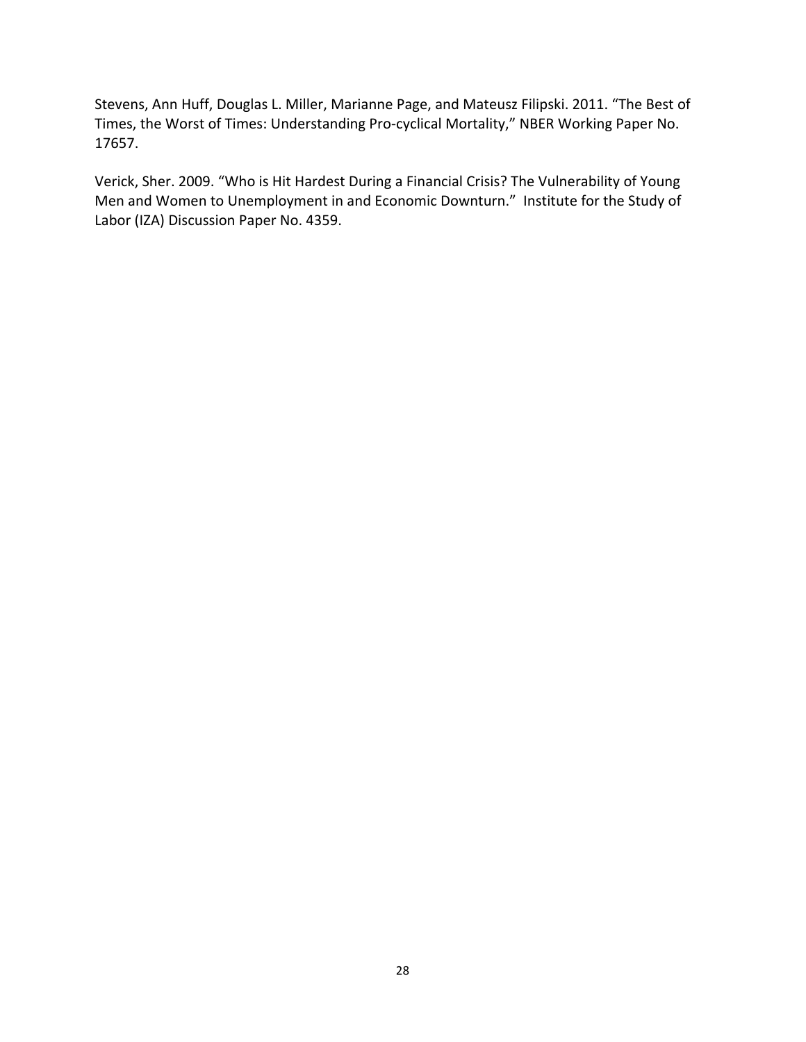Stevens, Ann Huff, Douglas L. Miller, Marianne Page, and Mateusz Filipski. 2011. "The Best of Times, the Worst of Times: Understanding Pro-cyclical Mortality," NBER Working Paper No. 17657.

Verick, Sher. 2009. "Who is Hit Hardest During a Financial Crisis? The Vulnerability of Young Men and Women to Unemployment in and Economic Downturn." Institute for the Study of Labor (IZA) Discussion Paper No. 4359.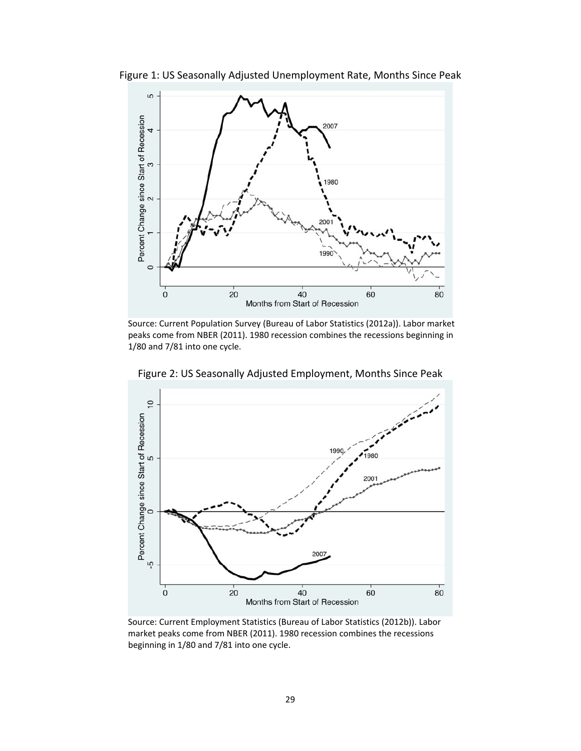Figure 1: US Seasonally Adjusted Unemployment Rate, Months Since Peak

Source: Current Population Survey (Bureau of Labor Statistics (2012a)). Labor market peaks come from NBER (2011). 1980 recession combines the recessions beginning in 1/80 and 7/81 into one cycle.

Figure 2: US Seasonally Adjusted Employment, Months Since Peak

Source: Current Employment Statistics (Bureau of Labor Statistics (2012b)). Labor market peaks come from NBER (2011). 1980 recession combines the recessions beginning in 1/80 and 7/81 into one cycle.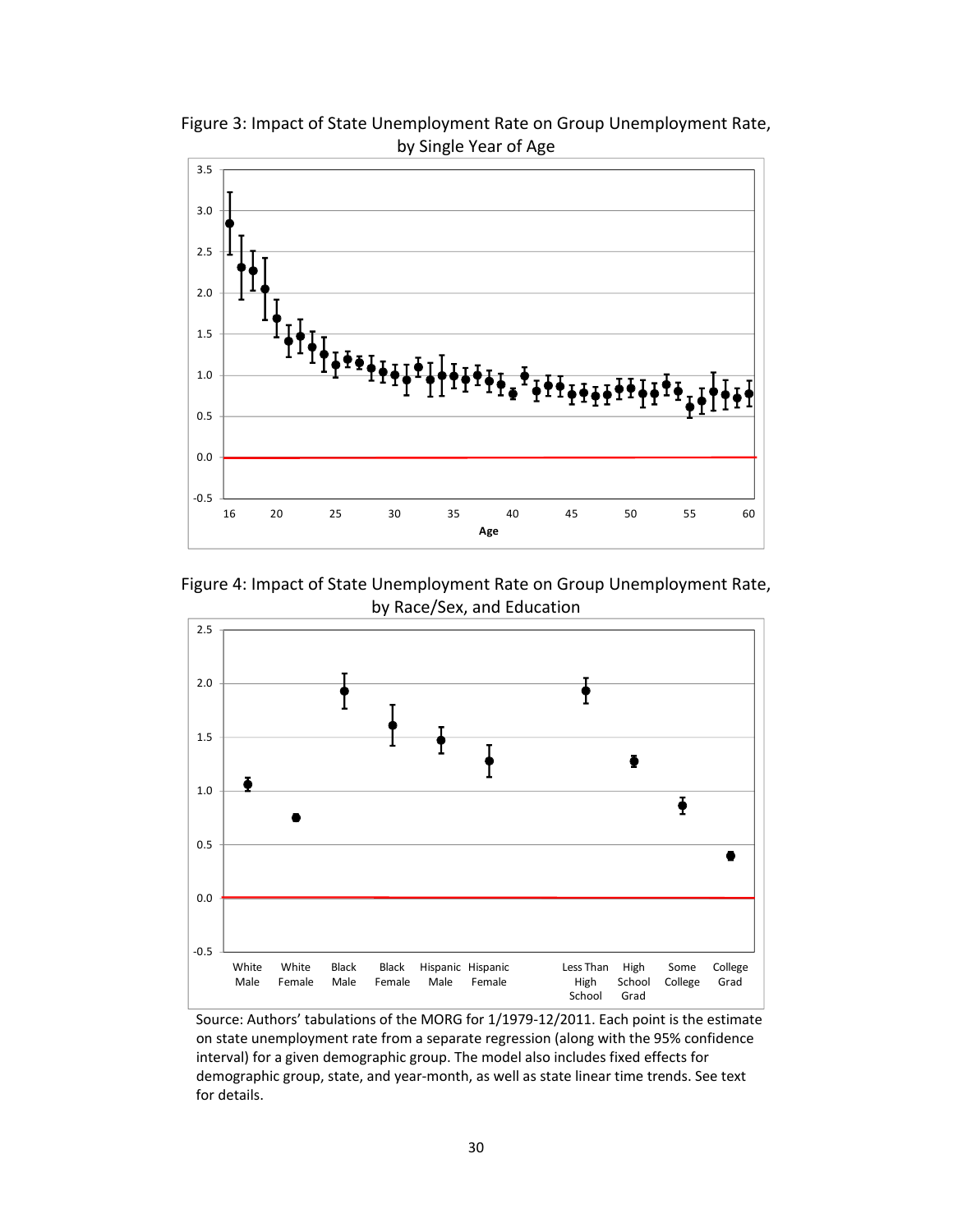Figure 3: Impact of State Unemployment Rate on Group Unemployment Rate, by Single Year of Age

Figure 4: Impact of State Unemployment Rate on Group Unemployment Rate, by Race/Sex, and Education

Source: Authors' tabulations of the MORG for 1/1979-12/2011. Each point is the estimate on state unemployment rate from a separate regression (along with the 95% confidence interval) for a given demographic group. The model also includes fixed effects for demographic group, state, and year-month, as well as state linear time trends. See text for details.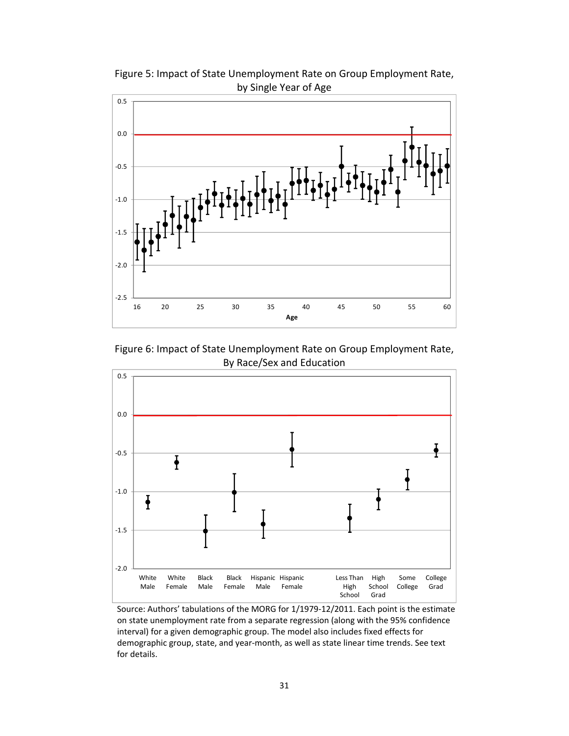Figure 5: Impact of State Unemployment Rate on Group Employment Rate, by Single Year of Age

Figure 6: Impact of State Unemployment Rate on Group Employment Rate, By Race/Sex and Education

Source: Authors' tabulations of the MORG for 1/1979-12/2011. Each point is the estimate on state unemployment rate from a separate regression (along with the 95% confidence interval) for a given demographic group. The model also includes fixed effects for demographic group, state, and year-month, as well as state linear time trends. See text for details.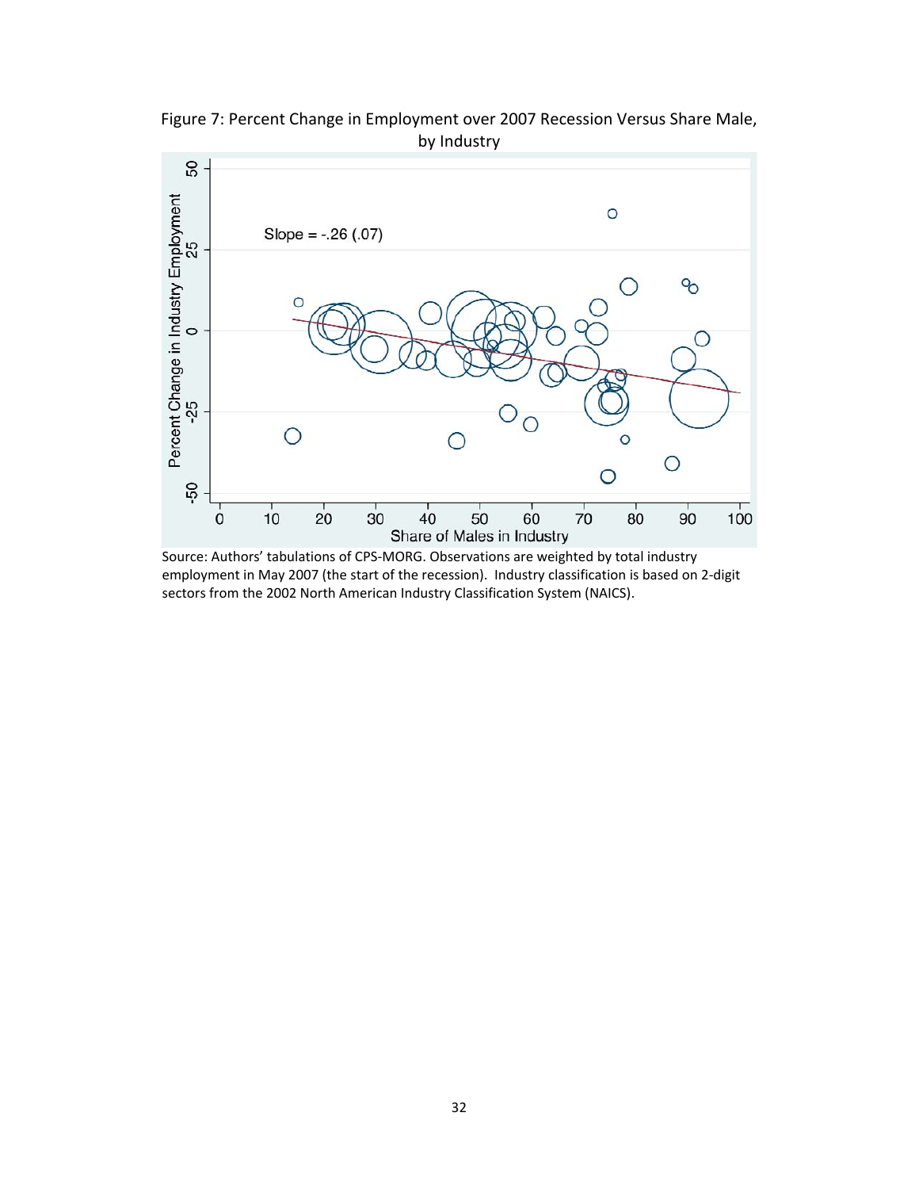Figure 7: Percent Change in Employment over 2007 Recession Versus Share Male, by Industry

Source: Authors' tabulations of CPS-MORG. Observations are weighted by total industry employment in May 2007 (the start of the recession). Industry classification is based on 2-digit sectors from the 2002 North American Industry Classification System (NAICS).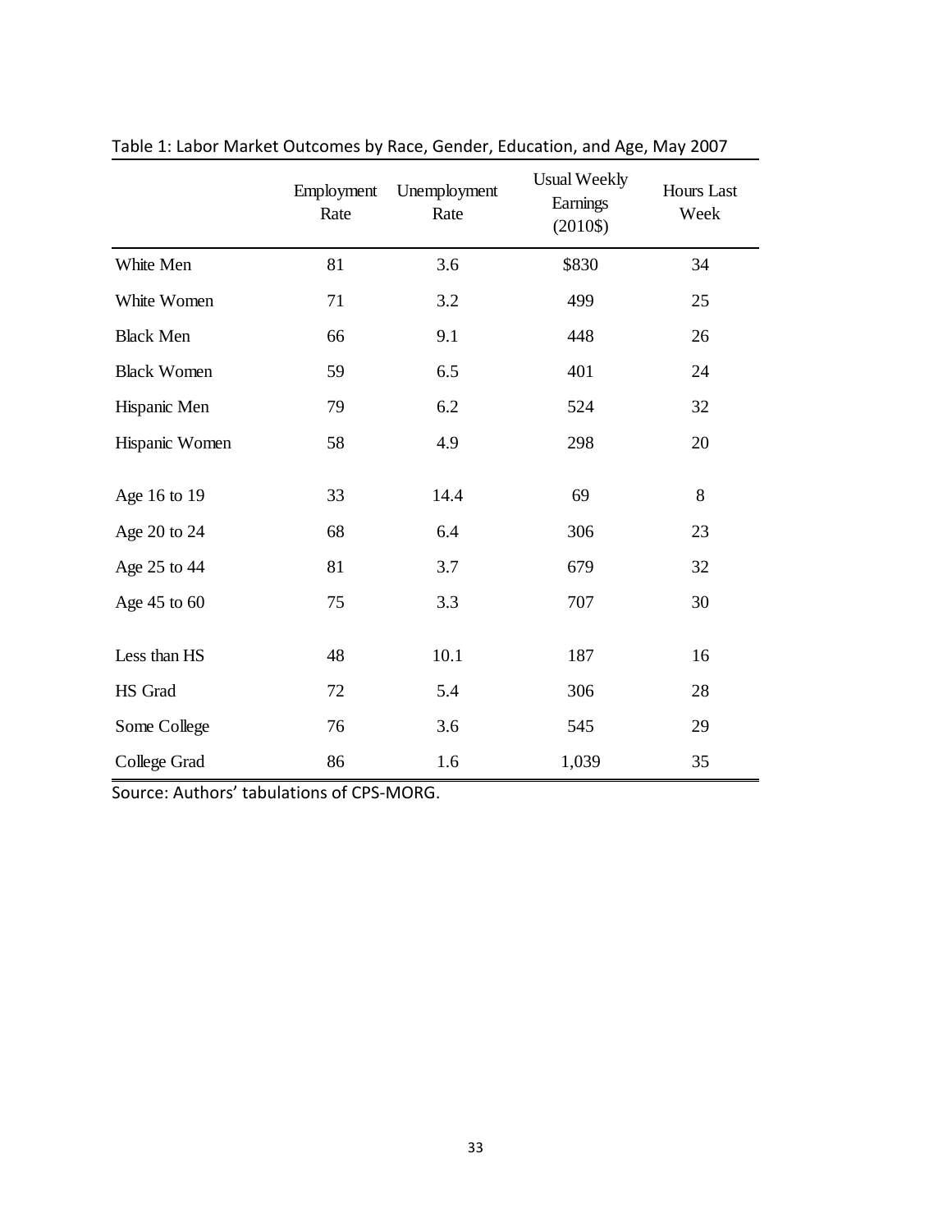Table 1: Labor Market Outcomes by Race, Gender, Education, and Age, May 2007

| | Employment Rate | Unemployment Rate | Usual Weekly Earnings (2010$) | Hours Last Week |
|---|---|---|---|---|
| White Men | 81 | 3.6 | $830 | 34 |
| White Women | 71 | 3.2 | 499 | 25 |
| Black Men | 66 | 9.1 | 448 | 26 |
| Black Women | 59 | 6.5 | 401 | 24 |
| Hispanic Men | 79 | 6.2 | 524 | 32 |
| Hispanic Women | 58 | 4.9 | 298 | 20 |
| Age 16 to 19 | 33 | 14.4 | 69 | 8 |
| Age 20 to 24 | 68 | 6.4 | 306 | 23 |
| Age 25 to 44 | 81 | 3.7 | 679 | 32 |
| Age 45 to 60 | 75 | 3.3 | 707 | 30 |
| Less than HS | 48 | 10.1 | 187 | 16 |
| HS Grad | 72 | 5.4 | 306 | 28 |
| Some College | 76 | 3.6 | 545 | 29 |
| College Grad | 86 | 1.6 | 1,039 | 35 |

Source: Authors' tabulations of CPS-MORG.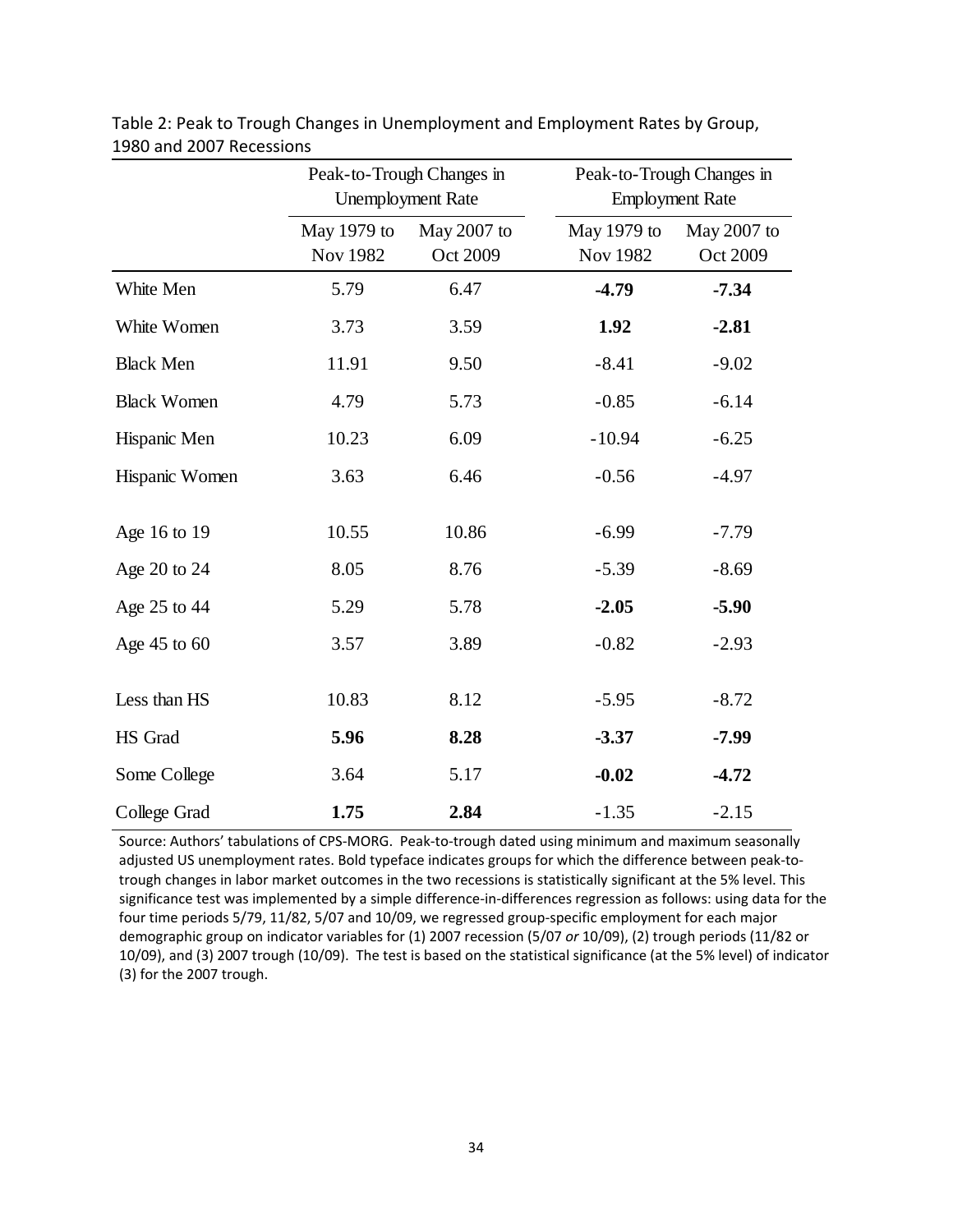Table 2: Peak to Trough Changes in Unemployment and Employment Rates by Group, 1980 and 2007 Recessions

| | Peak-to-Trough Changes in Unemployment Rate | | Peak-to-Trough Changes in Employment Rate | |
|---|---|---|---|---|
| | May 1979 to Nov 1982 | May 2007 to Oct 2009 | May 1979 to Nov 1982 | May 2007 to Oct 2009 |
| White Men | 5.79 | 6.47 | **-4.79** | **-7.34** |
| White Women | 3.73 | 3.59 | **1.92** | **-2.81** |
| Black Men | 11.91 | 9.50 | -8.41 | -9.02 |
| Black Women | 4.79 | 5.73 | -0.85 | -6.14 |
| Hispanic Men | 10.23 | 6.09 | -10.94 | -6.25 |
| Hispanic Women | 3.63 | 6.46 | -0.56 | -4.97 |
| Age 16 to 19 | 10.55 | 10.86 | -6.99 | -7.79 |
| Age 20 to 24 | 8.05 | 8.76 | -5.39 | -8.69 |
| Age 25 to 44 | 5.29 | 5.78 | **-2.05** | **-5.90** |
| Age 45 to 60 | 3.57 | 3.89 | -0.82 | -2.93 |
| Less than HS | 10.83 | 8.12 | -5.95 | -8.72 |
| HS Grad | **5.96** | **8.28** | **-3.37** | **-7.99** |
| Some College | 3.64 | 5.17 | **-0.02** | **-4.72** |
| College Grad | **1.75** | **2.84** | -1.35 | -2.15 |

Source: Authors' tabulations of CPS-MORG. Peak-to-trough dated using minimum and maximum seasonally adjusted US unemployment rates. Bold typeface indicates groups for which the difference between peak-to-trough changes in labor market outcomes in the two recessions is statistically significant at the 5% level. This significance test was implemented by a simple difference-in-differences regression as follows: using data for the four time periods 5/79, 11/82, 5/07 and 10/09, we regressed group-specific employment for each major demographic group on indicator variables for (1) 2007 recession (5/07 *or* 10/09), (2) trough periods (11/82 or 10/09), and (3) 2007 trough (10/09). The test is based on the statistical significance (at the 5% level) of indicator (3) for the 2007 trough.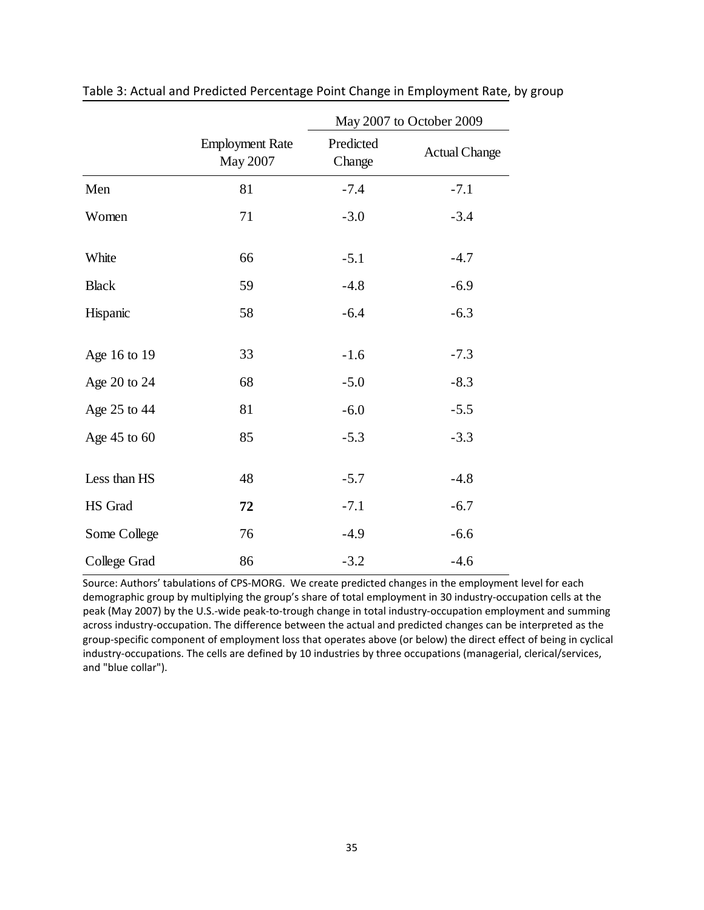Table 3: Actual and Predicted Percentage Point Change in Employment Rate, by group

| | | May 2007 to October 2009 | |
|---|---|---|---|
| | Employment Rate May 2007 | Predicted Change | Actual Change |
| Men | 81 | -7.4 | -7.1 |
| Women | 71 | -3.0 | -3.4 |
| White | 66 | -5.1 | -4.7 |
| Black | 59 | -4.8 | -6.9 |
| Hispanic | 58 | -6.4 | -6.3 |
| Age 16 to 19 | 33 | -1.6 | -7.3 |
| Age 20 to 24 | 68 | -5.0 | -8.3 |
| Age 25 to 44 | 81 | -6.0 | -5.5 |
| Age 45 to 60 | 85 | -5.3 | -3.3 |
| Less than HS | 48 | -5.7 | -4.8 |
| HS Grad | **72** | -7.1 | -6.7 |
| Some College | 76 | -4.9 | -6.6 |
| College Grad | 86 | -3.2 | -4.6 |

Source: Authors' tabulations of CPS-MORG. We create predicted changes in the employment level for each demographic group by multiplying the group's share of total employment in 30 industry-occupation cells at the peak (May 2007) by the U.S.-wide peak-to-trough change in total industry-occupation employment and summing across industry-occupation. The difference between the actual and predicted changes can be interpreted as the group-specific component of employment loss that operates above (or below) the direct effect of being in cyclical industry-occupations. The cells are defined by 10 industries by three occupations (managerial, clerical/services, and "blue collar").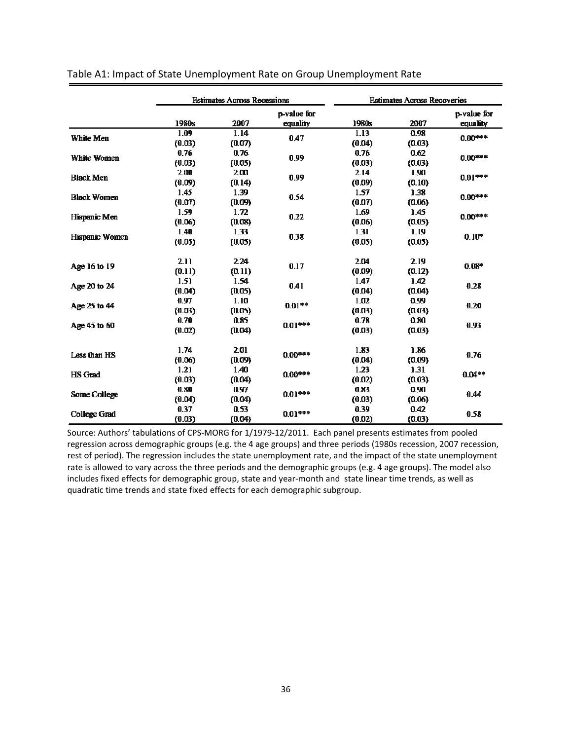Table A1: Impact of State Unemployment Rate on Group Unemployment Rate

| | Estimates Across Recessions | | | Estimates Across Recoveries | | |
|---|---|---|---|---|---|---|
| | 1980s | 2007 | p-value for equality | 1980s | 2007 | p-value for equality |
| White Men | 1.09<br>(0.03) | 1.14<br>(0.07) | 0.47 | 1.13<br>(0.04) | 0.98<br>(0.03) | 0.00*** |
| White Women | 0.76<br>(0.03) | 0.76<br>(0.05) | 0.99 | 0.76<br>(0.03) | 0.62<br>(0.03) | 0.00*** |
| Black Men | 2.00<br>(0.09) | 2.00<br>(0.14) | 0.99 | 2.14<br>(0.09) | 1.90<br>(0.10) | 0.01*** |
| Black Women | 1.45<br>(0.07) | 1.39<br>(0.09) | 0.54 | 1.57<br>(0.07) | 1.38<br>(0.06) | 0.00*** |
| Hispanic Men | 1.59<br>(0.06) | 1.72<br>(0.08) | 0.22 | 1.69<br>(0.06) | 1.45<br>(0.05) | 0.00*** |
| Hispanic Women | 1.40<br>(0.05) | 1.33<br>(0.05) | 0.38 | 1.31<br>(0.05) | 1.19<br>(0.05) | 0.10* |
| Age 16 to 19 | 2.11<br>(0.11) | 2.24<br>(0.11) | 0.17 | 2.04<br>(0.09) | 2.19<br>(0.12) | 0.08* |
| Age 20 to 24 | 1.51<br>(0.04) | 1.54<br>(0.05) | 0.41 | 1.47<br>(0.04) | 1.42<br>(0.04) | 0.28 |
| Age 25 to 44 | 0.97<br>(0.03) | 1.10<br>(0.05) | 0.01** | 1.02<br>(0.03) | 0.99<br>(0.03) | 0.20 |
| Age 45 to 60 | 0.70<br>(0.02) | 0.85<br>(0.04) | 0.01*** | 0.78<br>(0.03) | 0.80<br>(0.03) | 0.93 |
| Less than HS | 1.74<br>(0.06) | 2.01<br>(0.09) | 0.00*** | 1.83<br>(0.04) | 1.86<br>(0.09) | 0.76 |
| HS Grad | 1.21<br>(0.03) | 1.40<br>(0.04) | 0.00*** | 1.23<br>(0.02) | 1.31<br>(0.03) | 0.04** |
| Some College | 0.80<br>(0.04) | 0.97<br>(0.04) | 0.01*** | 0.83<br>(0.03) | 0.90<br>(0.06) | 0.44 |
| College Grad | 0.37<br>(0.03) | 0.53<br>(0.04) | 0.01*** | 0.39<br>(0.02) | 0.42<br>(0.03) | 0.58 |

Source: Authors' tabulations of CPS-MORG for 1/1979-12/2011. Each panel presents estimates from pooled regression across demographic groups (e.g. the 4 age groups) and three periods (1980s recession, 2007 recession, rest of period). The regression includes the state unemployment rate, and the impact of the state unemployment rate is allowed to vary across the three periods and the demographic groups (e.g. 4 age groups). The model also includes fixed effects for demographic group, state and year-month and state linear time trends, as well as quadratic time trends and state fixed effects for each demographic subgroup.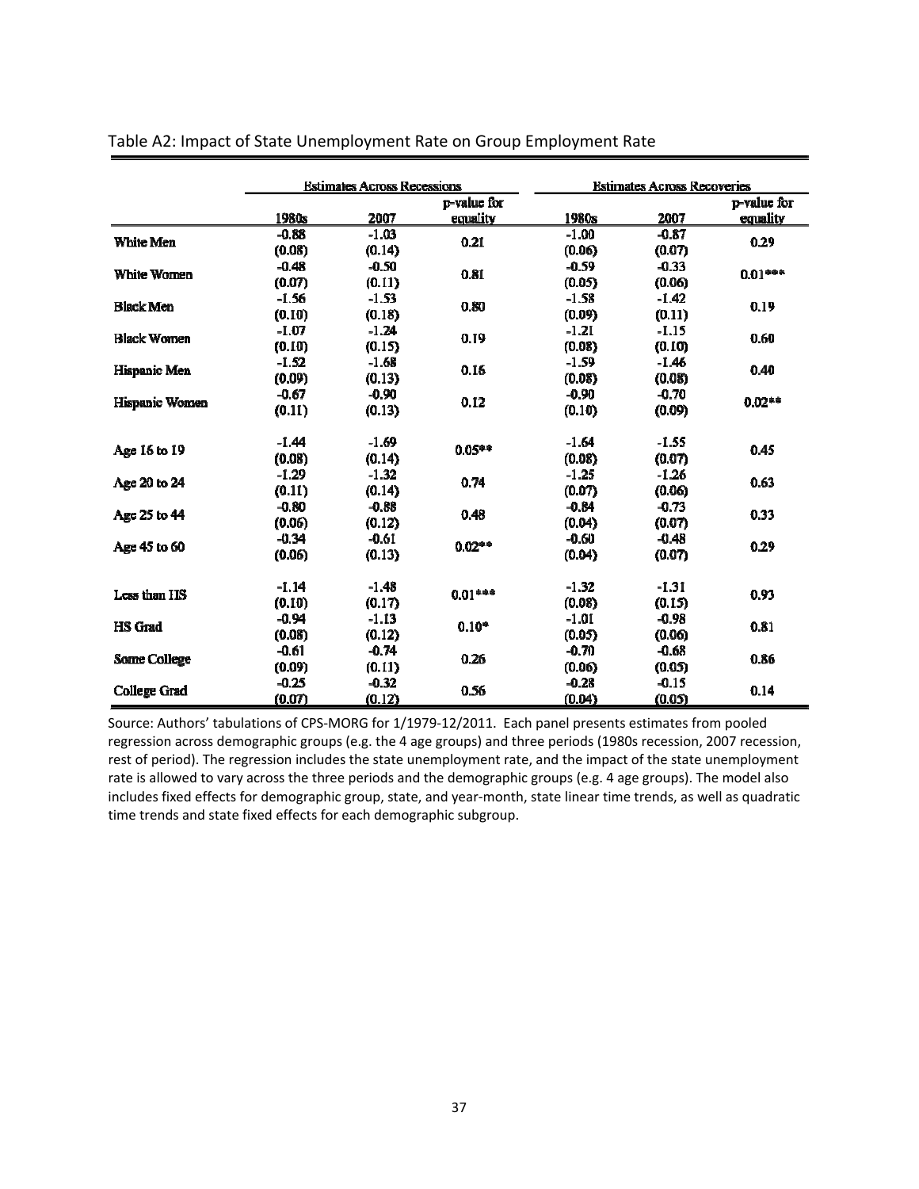Table A2: Impact of State Unemployment Rate on Group Employment Rate

| | Estimates Across Recessions | | | Estimates Across Recoveries | | |
|---|---|---|---|---|---|---|
| | 1980s | 2007 | p-value for equality | 1980s | 2007 | p-value for equality |
| White Men | -0.88 | -1.03 | 0.21 | -1.00 | -0.87 | 0.29 |
| | (0.08) | (0.14) | | (0.06) | (0.07) | |
| White Women | -0.48 | -0.50 | 0.81 | -0.59 | -0.33 | 0.01*** |
| | (0.07) | (0.11) | | (0.05) | (0.06) | |
| Black Men | -1.56 | -1.53 | 0.80 | -1.58 | -1.42 | 0.19 |
| | (0.10) | (0.18) | | (0.09) | (0.11) | |
| Black Women | -1.07 | -1.24 | 0.19 | -1.21 | -1.15 | 0.60 |
| | (0.10) | (0.15) | | (0.08) | (0.10) | |
| Hispanic Men | -1.52 | -1.68 | 0.16 | -1.59 | -1.46 | 0.40 |
| | (0.09) | (0.13) | | (0.08) | (0.08) | |
| Hispanic Women | -0.67 | -0.90 | 0.12 | -0.90 | -0.70 | 0.02** |
| | (0.11) | (0.13) | | (0.10) | (0.09) | |
| Age 16 to 19 | -1.44 | -1.69 | 0.05** | -1.64 | -1.55 | 0.45 |
| | (0.08) | (0.14) | | (0.08) | (0.07) | |
| Age 20 to 24 | -1.29 | -1.32 | 0.74 | -1.25 | -1.26 | 0.63 |
| | (0.11) | (0.14) | | (0.07) | (0.06) | |
| Age 25 to 44 | -0.80 | -0.88 | 0.48 | -0.84 | -0.73 | 0.33 |
| | (0.06) | (0.12) | | (0.04) | (0.07) | |
| Age 45 to 60 | -0.34 | -0.61 | 0.02** | -0.60 | -0.48 | 0.29 |
| | (0.06) | (0.13) | | (0.04) | (0.07) | |
| Less than HS | -1.14 | -1.48 | 0.01*** | -1.32 | -1.31 | 0.93 |
| | (0.10) | (0.17) | | (0.08) | (0.15) | |
| HS Grad | -0.94 | -1.13 | 0.10* | -1.01 | -0.98 | 0.81 |
| | (0.08) | (0.12) | | (0.05) | (0.06) | |
| Some College | -0.61 | -0.74 | 0.26 | -0.70 | -0.68 | 0.86 |
| | (0.09) | (0.11) | | (0.06) | (0.05) | |
| College Grad | -0.25 | -0.32 | 0.56 | -0.28 | -0.15 | 0.14 |
| | (0.07) | (0.12) | | (0.04) | (0.05) | |

Source: Authors' tabulations of CPS-MORG for 1/1979-12/2011. Each panel presents estimates from pooled regression across demographic groups (e.g. the 4 age groups) and three periods (1980s recession, 2007 recession, rest of period). The regression includes the state unemployment rate, and the impact of the state unemployment rate is allowed to vary across the three periods and the demographic groups (e.g. 4 age groups). The model also includes fixed effects for demographic group, state, and year-month, state linear time trends, as well as quadratic time trends and state fixed effects for each demographic subgroup.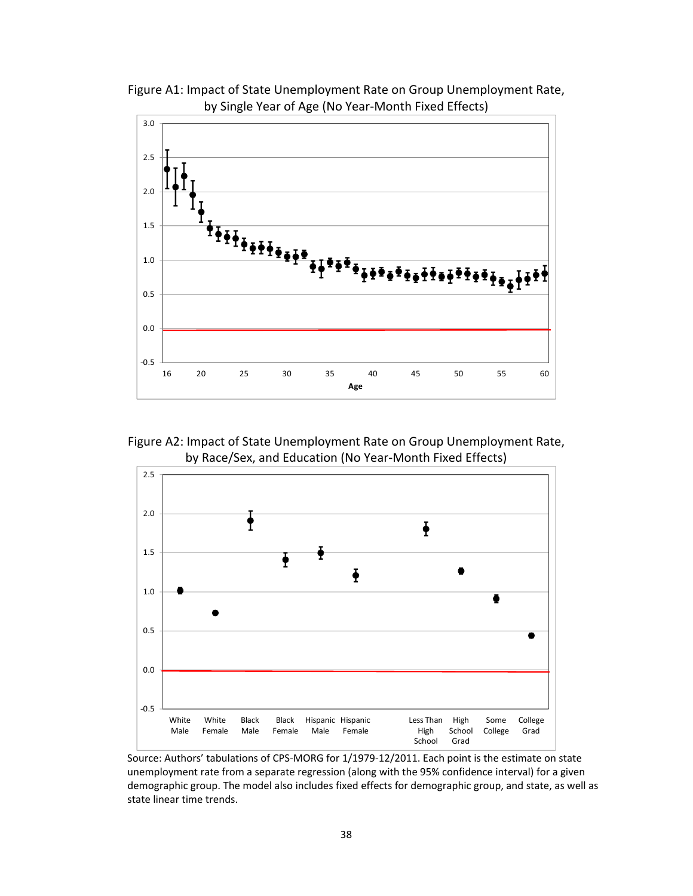Figure A1: Impact of State Unemployment Rate on Group Unemployment Rate, by Single Year of Age (No Year-Month Fixed Effects)

Figure A2: Impact of State Unemployment Rate on Group Unemployment Rate, by Race/Sex, and Education (No Year-Month Fixed Effects)

Source: Authors' tabulations of CPS-MORG for 1/1979-12/2011. Each point is the estimate on state unemployment rate from a separate regression (along with the 95% confidence interval) for a given demographic group. The model also includes fixed effects for demographic group, and state, as well as state linear time trends.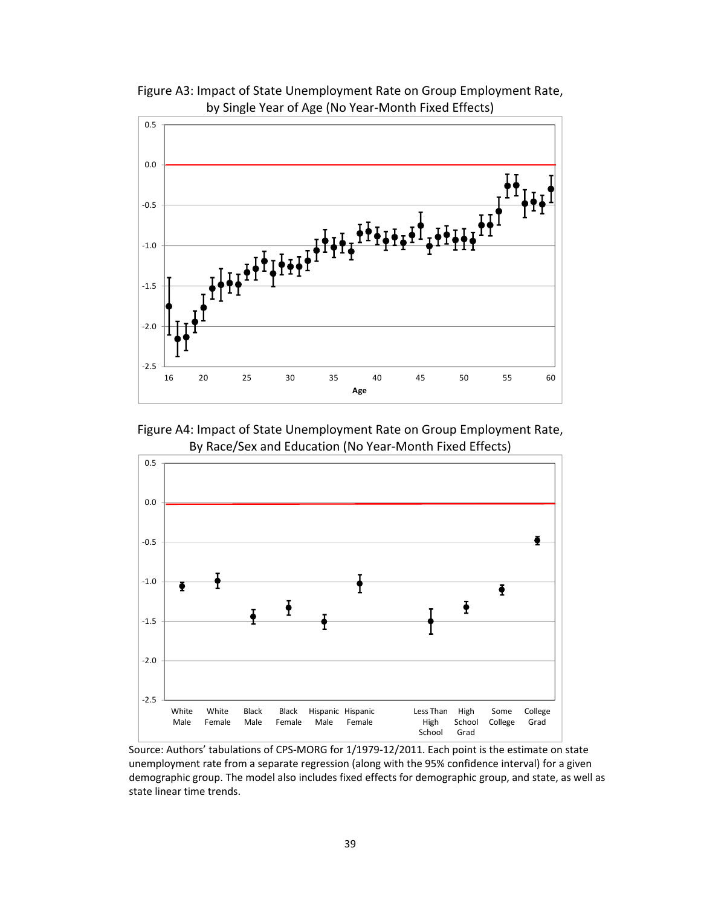Figure A3: Impact of State Unemployment Rate on Group Employment Rate, by Single Year of Age (No Year-Month Fixed Effects)

0.5
0.0
-0.5
-1.0
-1.5
-2.0
-2.5

16 20 25 30 35 40 45 50 55 60

Age

Figure A4: Impact of State Unemployment Rate on Group Employment Rate, By Race/Sex and Education (No Year-Month Fixed Effects)

0.5
0.0
-0.5
-1.0
-1.5
-2.0
-2.5

White Male
White Female
Black Male
Black Female
Hispanic Male
Hispanic Female
Less Than High School
High School Grad
Some College
College Grad

Source: Authors' tabulations of CPS-MORG for 1/1979-12/2011. Each point is the estimate on state unemployment rate from a separate regression (along with the 95% confidence interval) for a given demographic group. The model also includes fixed effects for demographic group, and state, as well as state linear time trends.